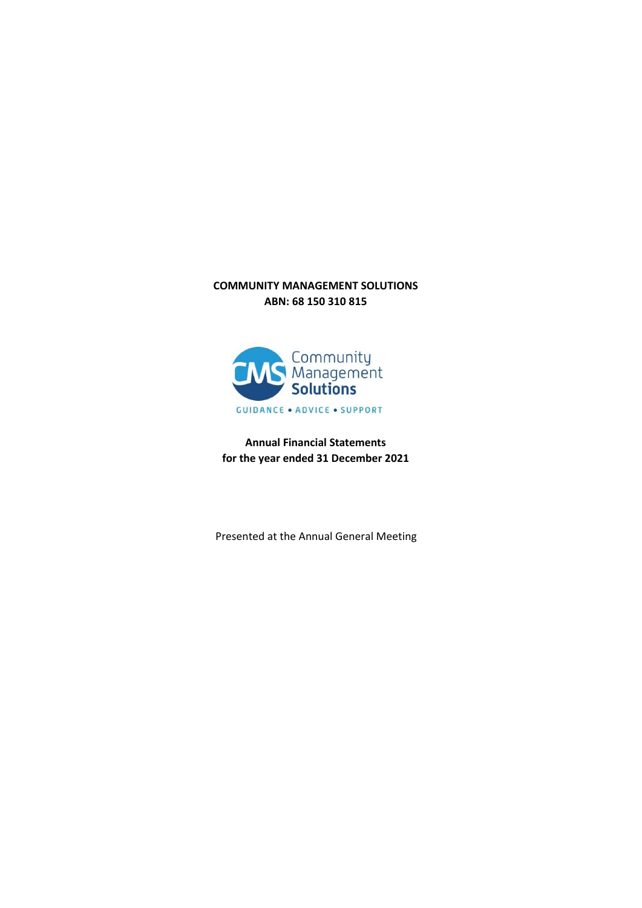**COMMUNITY MANAGEMENT SOLUTIONS**
**ABN: 68 150 310 815**

**Annual Financial Statements**
**for the year ended 31 December 2021**

Presented at the Annual General Meeting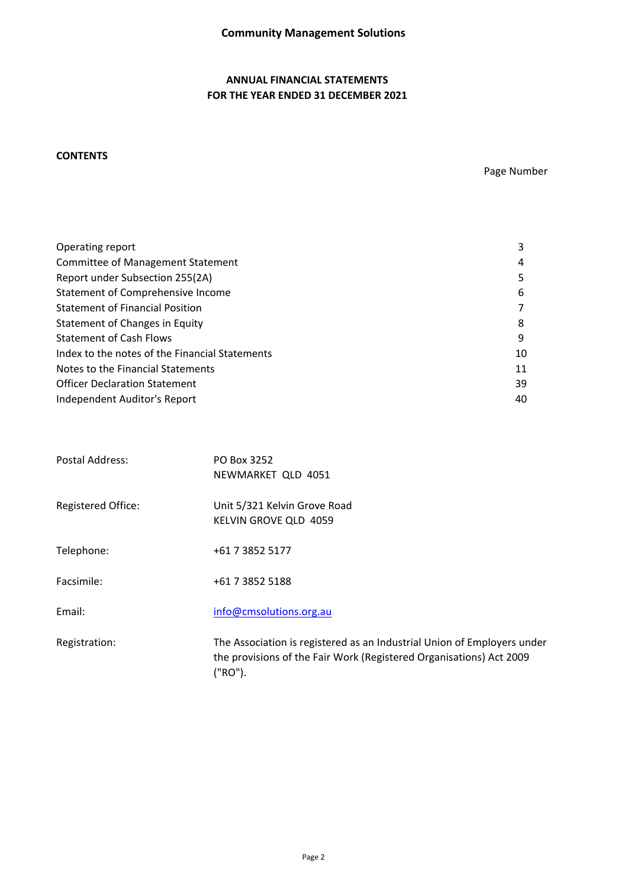# Community Management Solutions

## ANNUAL FINANCIAL STATEMENTS
## FOR THE YEAR ENDED 31 DECEMBER 2021

**CONTENTS**

| | Page Number |
|---|---|
| Operating report | 3 |
| Committee of Management Statement | 4 |
| Report under Subsection 255(2A) | 5 |
| Statement of Comprehensive Income | 6 |
| Statement of Financial Position | 7 |
| Statement of Changes in Equity | 8 |
| Statement of Cash Flows | 9 |
| Index to the notes of the Financial Statements | 10 |
| Notes to the Financial Statements | 11 |
| Officer Declaration Statement | 39 |
| Independent Auditor's Report | 40 |

| | |
|---|---|
| Postal Address: | PO Box 3252<br>NEWMARKET QLD 4051 |
| Registered Office: | Unit 5/321 Kelvin Grove Road<br>KELVIN GROVE QLD 4059 |
| Telephone: | +61 7 3852 5177 |
| Facsimile: | +61 7 3852 5188 |
| Email: | info@cmsolutions.org.au |
| Registration: | The Association is registered as an Industrial Union of Employers under the provisions of the Fair Work (Registered Organisations) Act 2009 ("RO"). |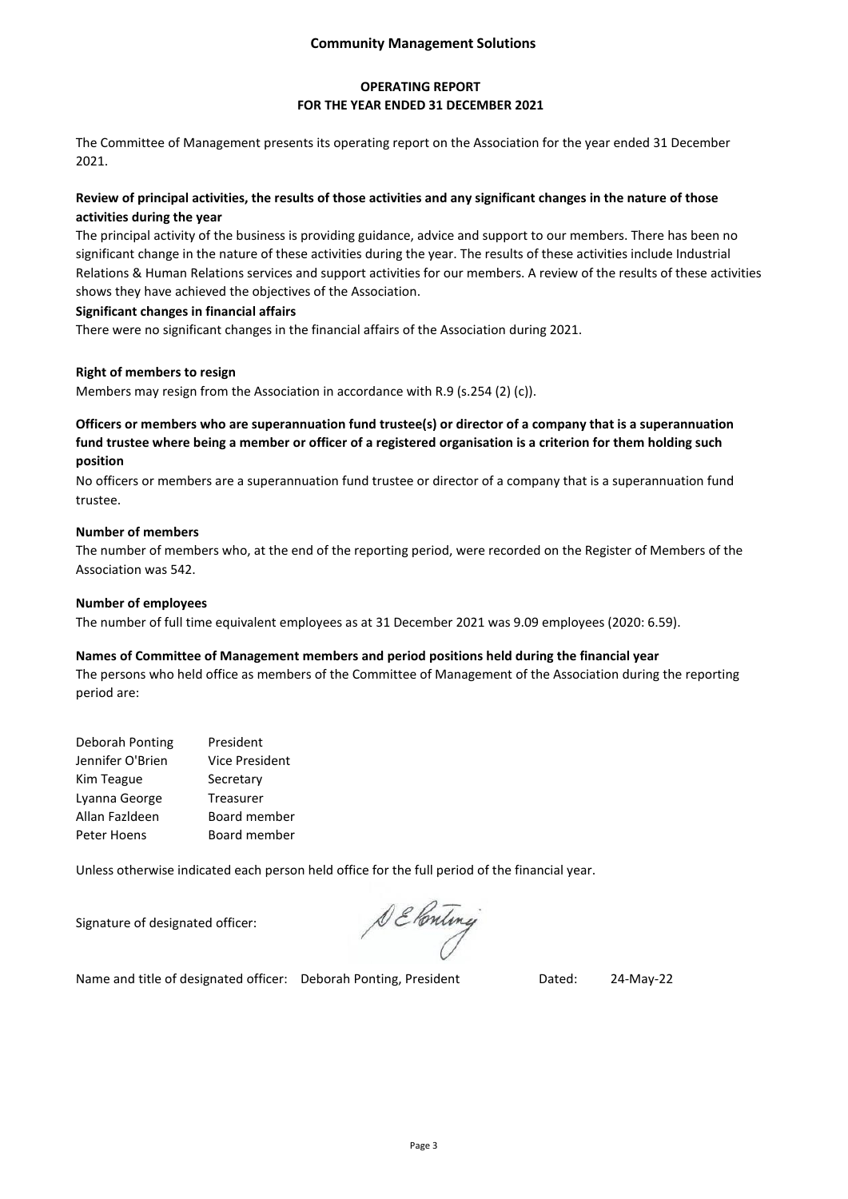# Community Management Solutions

## OPERATING REPORT
## FOR THE YEAR ENDED 31 DECEMBER 2021

The Committee of Management presents its operating report on the Association for the year ended 31 December 2021.

**Review of principal activities, the results of those activities and any significant changes in the nature of those activities during the year**

The principal activity of the business is providing guidance, advice and support to our members. There has been no significant change in the nature of these activities during the year. The results of these activities include Industrial Relations & Human Relations services and support activities for our members. A review of the results of these activities shows they have achieved the objectives of the Association.

**Significant changes in financial affairs**

There were no significant changes in the financial affairs of the Association during 2021.

**Right of members to resign**

Members may resign from the Association in accordance with R.9 (s.254 (2) (c)).

**Officers or members who are superannuation fund trustee(s) or director of a company that is a superannuation fund trustee where being a member or officer of a registered organisation is a criterion for them holding such position**

No officers or members are a superannuation fund trustee or director of a company that is a superannuation fund trustee.

**Number of members**

The number of members who, at the end of the reporting period, were recorded on the Register of Members of the Association was 542.

**Number of employees**

The number of full time equivalent employees as at 31 December 2021 was 9.09 employees (2020: 6.59).

**Names of Committee of Management members and period positions held during the financial year**

The persons who held office as members of the Committee of Management of the Association during the reporting period are:

| | |
|---|---|
| Deborah Ponting | President |
| Jennifer O'Brien | Vice President |
| Kim Teague | Secretary |
| Lyanna George | Treasurer |
| Allan Fazldeen | Board member |
| Peter Hoens | Board member |

Unless otherwise indicated each person held office for the full period of the financial year.

Signature of designated officer:

Name and title of designated officer: Deborah Ponting, President    Dated: 24-May-22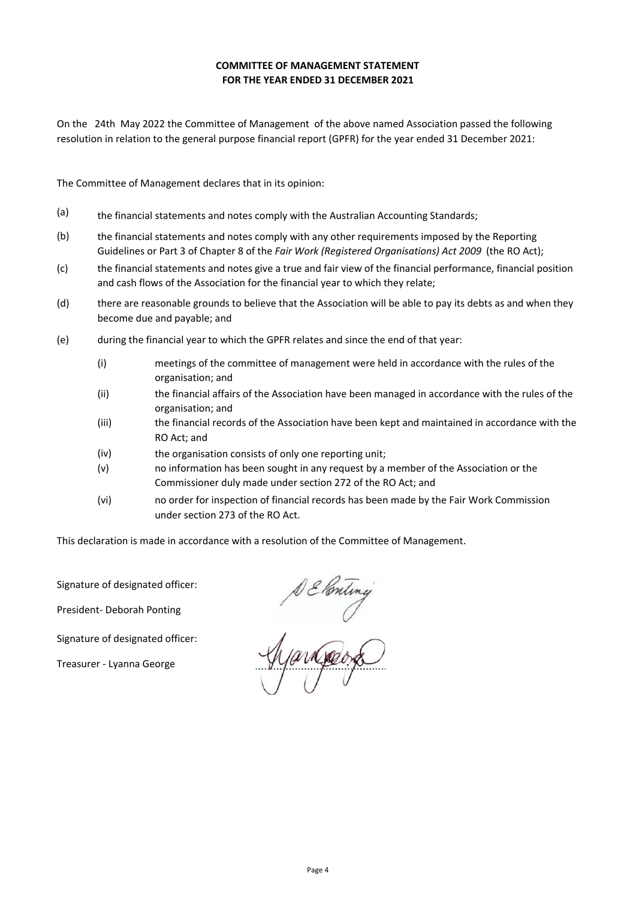## COMMITTEE OF MANAGEMENT STATEMENT
## FOR THE YEAR ENDED 31 DECEMBER 2021

On the 24th May 2022 the Committee of Management of the above named Association passed the following resolution in relation to the general purpose financial report (GPFR) for the year ended 31 December 2021:

The Committee of Management declares that in its opinion:

(a) the financial statements and notes comply with the Australian Accounting Standards;

(b) the financial statements and notes comply with any other requirements imposed by the Reporting Guidelines or Part 3 of Chapter 8 of the *Fair Work (Registered Organisations) Act 2009* (the RO Act);

(c) the financial statements and notes give a true and fair view of the financial performance, financial position and cash flows of the Association for the financial year to which they relate;

(d) there are reasonable grounds to believe that the Association will be able to pay its debts as and when they become due and payable; and

(e) during the financial year to which the GPFR relates and since the end of that year:

   (i) meetings of the committee of management were held in accordance with the rules of the organisation; and

   (ii) the financial affairs of the Association have been managed in accordance with the rules of the organisation; and

   (iii) the financial records of the Association have been kept and maintained in accordance with the RO Act; and

   (iv) the organisation consists of only one reporting unit;

   (v) no information has been sought in any request by a member of the Association or the Commissioner duly made under section 272 of the RO Act; and

   (vi) no order for inspection of financial records has been made by the Fair Work Commission under section 273 of the RO Act.

This declaration is made in accordance with a resolution of the Committee of Management.

Signature of designated officer:

President- Deborah Ponting

Signature of designated officer: ..............................

Treasurer - Lyanna George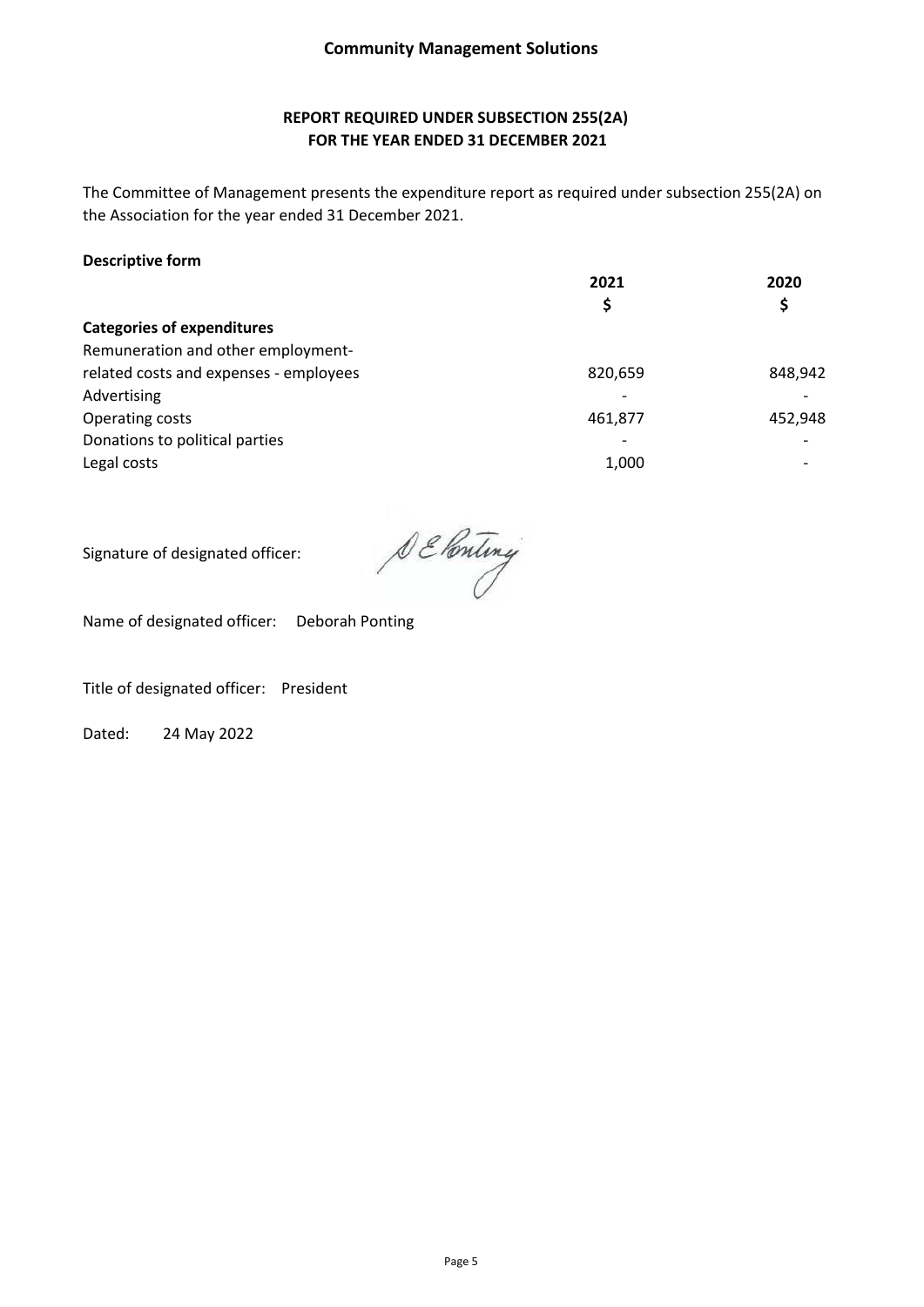# Community Management Solutions

## REPORT REQUIRED UNDER SUBSECTION 255(2A)
## FOR THE YEAR ENDED 31 DECEMBER 2021

The Committee of Management presents the expenditure report as required under subsection 255(2A) on the Association for the year ended 31 December 2021.

**Descriptive form**

| | 2021 | 2020 |
|---|---|---|
| | $ | $ |
| **Categories of expenditures** | | |
| Remuneration and other employment-related costs and expenses - employees | 820,659 | 848,942 |
| Advertising | - | - |
| Operating costs | 461,877 | 452,948 |
| Donations to political parties | - | - |
| Legal costs | 1,000 | - |

Signature of designated officer: D E Ponting

Name of designated officer: Deborah Ponting

Title of designated officer: President

Dated: 24 May 2022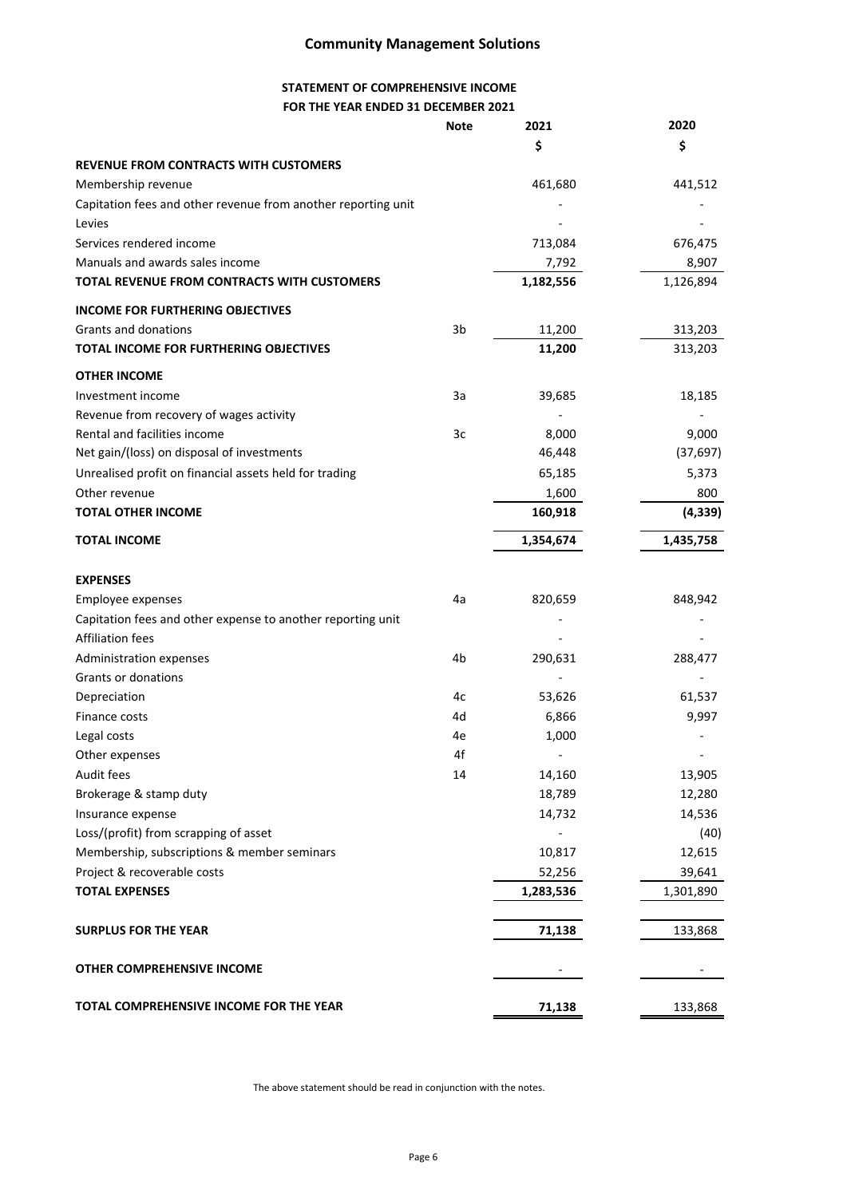# Community Management Solutions

## STATEMENT OF COMPREHENSIVE INCOME
## FOR THE YEAR ENDED 31 DECEMBER 2021

| | Note | 2021 | 2020 |
|---|---|---|---|
| | | $ | $ |
| **REVENUE FROM CONTRACTS WITH CUSTOMERS** | | | |
| Membership revenue | | 461,680 | 441,512 |
| Capitation fees and other revenue from another reporting unit | | - | - |
| Levies | | - | - |
| Services rendered income | | 713,084 | 676,475 |
| Manuals and awards sales income | | 7,792 | 8,907 |
| **TOTAL REVENUE FROM CONTRACTS WITH CUSTOMERS** | | **1,182,556** | 1,126,894 |
| **INCOME FOR FURTHERING OBJECTIVES** | | | |
| Grants and donations | 3b | 11,200 | 313,203 |
| **TOTAL INCOME FOR FURTHERING OBJECTIVES** | | **11,200** | 313,203 |
| **OTHER INCOME** | | | |
| Investment income | 3a | 39,685 | 18,185 |
| Revenue from recovery of wages activity | | - | - |
| Rental and facilities income | 3c | 8,000 | 9,000 |
| Net gain/(loss) on disposal of investments | | 46,448 | (37,697) |
| Unrealised profit on financial assets held for trading | | 65,185 | 5,373 |
| Other revenue | | 1,600 | 800 |
| **TOTAL OTHER INCOME** | | **160,918** | **(4,339)** |
| **TOTAL INCOME** | | **1,354,674** | **1,435,758** |
| **EXPENSES** | | | |
| Employee expenses | 4a | 820,659 | 848,942 |
| Capitation fees and other expense to another reporting unit | | - | - |
| Affiliation fees | | - | - |
| Administration expenses | 4b | 290,631 | 288,477 |
| Grants or donations | | - | - |
| Depreciation | 4c | 53,626 | 61,537 |
| Finance costs | 4d | 6,866 | 9,997 |
| Legal costs | 4e | 1,000 | - |
| Other expenses | 4f | - | - |
| Audit fees | 14 | 14,160 | 13,905 |
| Brokerage & stamp duty | | 18,789 | 12,280 |
| Insurance expense | | 14,732 | 14,536 |
| Loss/(profit) from scrapping of asset | | - | (40) |
| Membership, subscriptions & member seminars | | 10,817 | 12,615 |
| Project & recoverable costs | | 52,256 | 39,641 |
| **TOTAL EXPENSES** | | **1,283,536** | 1,301,890 |
| **SURPLUS FOR THE YEAR** | | **71,138** | 133,868 |
| **OTHER COMPREHENSIVE INCOME** | | - | - |
| **TOTAL COMPREHENSIVE INCOME FOR THE YEAR** | | **71,138** | 133,868 |

The above statement should be read in conjunction with the notes.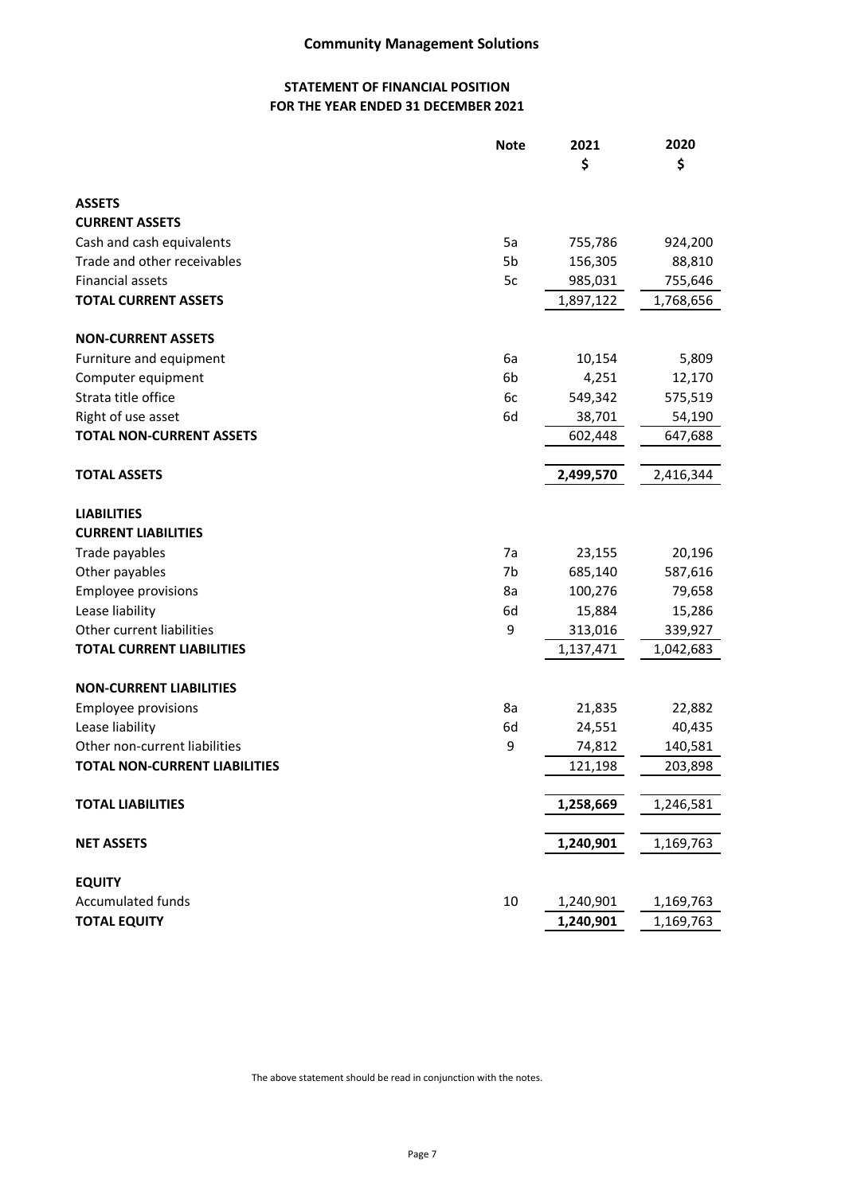# Community Management Solutions

## STATEMENT OF FINANCIAL POSITION
## FOR THE YEAR ENDED 31 DECEMBER 2021

| | Note | 2021 $ | 2020 $ |
|---|---|---|---|
| **ASSETS** | | | |
| **CURRENT ASSETS** | | | |
| Cash and cash equivalents | 5a | 755,786 | 924,200 |
| Trade and other receivables | 5b | 156,305 | 88,810 |
| Financial assets | 5c | 985,031 | 755,646 |
| **TOTAL CURRENT ASSETS** | | 1,897,122 | 1,768,656 |
| **NON-CURRENT ASSETS** | | | |
| Furniture and equipment | 6a | 10,154 | 5,809 |
| Computer equipment | 6b | 4,251 | 12,170 |
| Strata title office | 6c | 549,342 | 575,519 |
| Right of use asset | 6d | 38,701 | 54,190 |
| **TOTAL NON-CURRENT ASSETS** | | 602,448 | 647,688 |
| **TOTAL ASSETS** | | **2,499,570** | 2,416,344 |
| **LIABILITIES** | | | |
| **CURRENT LIABILITIES** | | | |
| Trade payables | 7a | 23,155 | 20,196 |
| Other payables | 7b | 685,140 | 587,616 |
| Employee provisions | 8a | 100,276 | 79,658 |
| Lease liability | 6d | 15,884 | 15,286 |
| Other current liabilities | 9 | 313,016 | 339,927 |
| **TOTAL CURRENT LIABILITIES** | | 1,137,471 | 1,042,683 |
| **NON-CURRENT LIABILITIES** | | | |
| Employee provisions | 8a | 21,835 | 22,882 |
| Lease liability | 6d | 24,551 | 40,435 |
| Other non-current liabilities | 9 | 74,812 | 140,581 |
| **TOTAL NON-CURRENT LIABILITIES** | | 121,198 | 203,898 |
| **TOTAL LIABILITIES** | | **1,258,669** | 1,246,581 |
| **NET ASSETS** | | **1,240,901** | 1,169,763 |
| **EQUITY** | | | |
| Accumulated funds | 10 | 1,240,901 | 1,169,763 |
| **TOTAL EQUITY** | | **1,240,901** | 1,169,763 |

The above statement should be read in conjunction with the notes.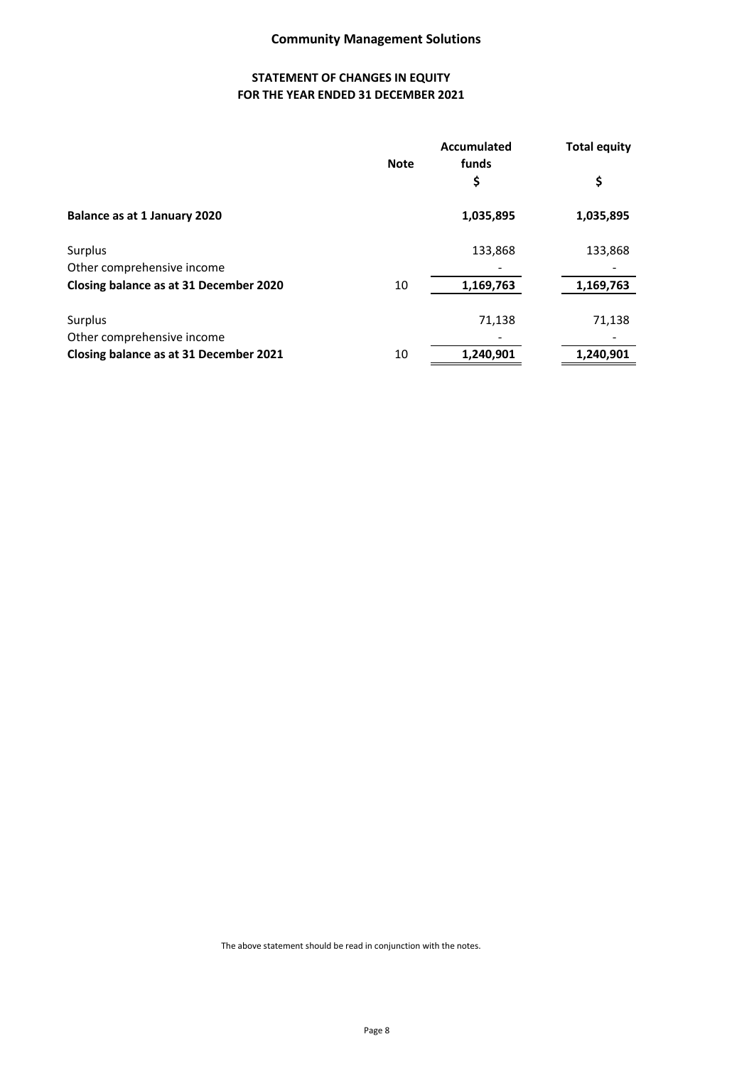# Community Management Solutions

## STATEMENT OF CHANGES IN EQUITY
## FOR THE YEAR ENDED 31 DECEMBER 2021

| | Note | Accumulated funds | Total equity |
|---|---|---|---|
| | | $ | $ |
| **Balance as at 1 January 2020** | | **1,035,895** | **1,035,895** |
| Surplus | | 133,868 | 133,868 |
| Other comprehensive income | | - | - |
| **Closing balance as at 31 December 2020** | 10 | **1,169,763** | **1,169,763** |
| Surplus | | 71,138 | 71,138 |
| Other comprehensive income | | - | - |
| **Closing balance as at 31 December 2021** | 10 | **1,240,901** | **1,240,901** |

The above statement should be read in conjunction with the notes.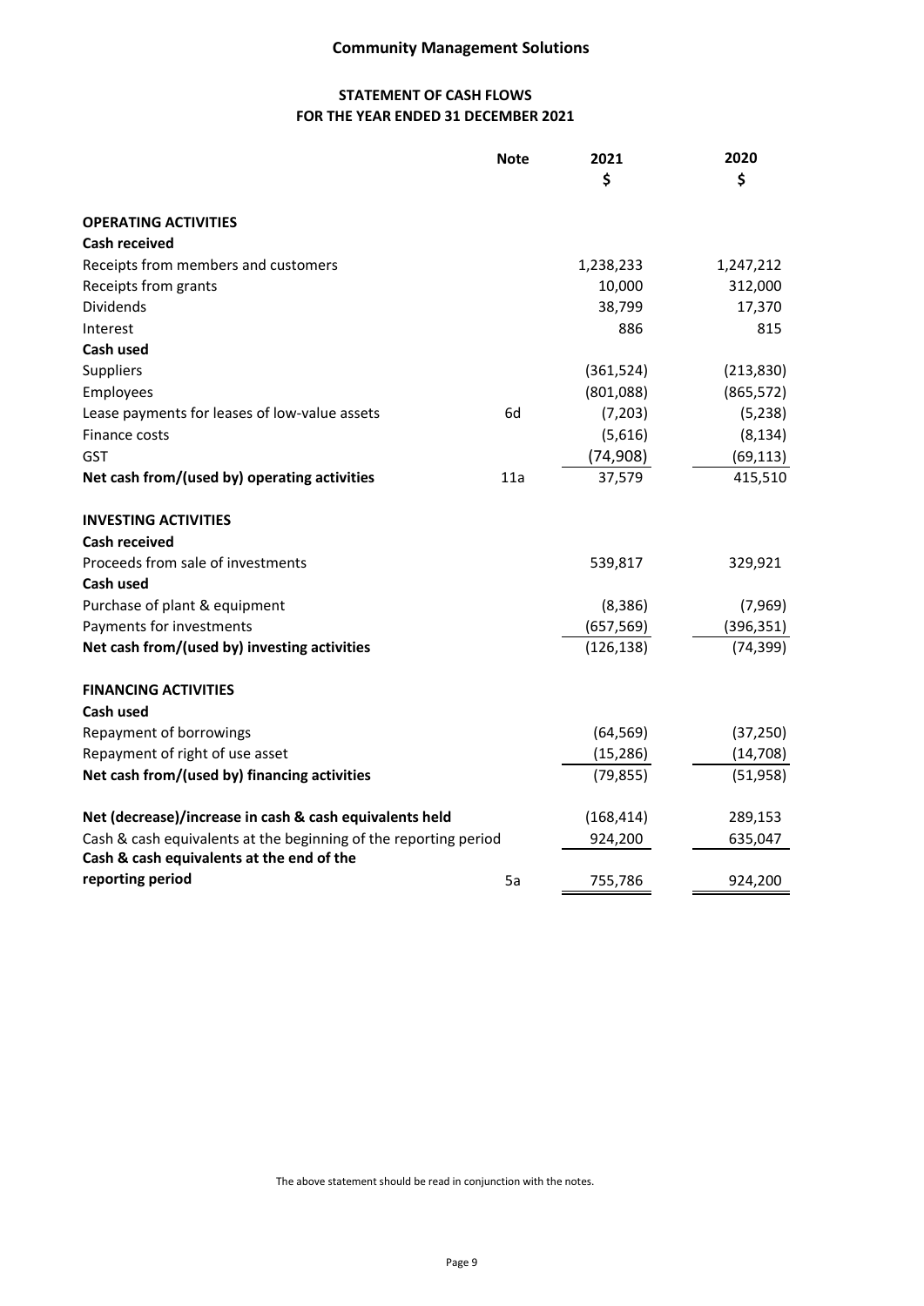**Community Management Solutions**

**STATEMENT OF CASH FLOWS**
**FOR THE YEAR ENDED 31 DECEMBER 2021**

| | Note | 2021 $ | 2020 $ |
|---|---|---|---|
| **OPERATING ACTIVITIES** | | | |
| **Cash received** | | | |
| Receipts from members and customers | | 1,238,233 | 1,247,212 |
| Receipts from grants | | 10,000 | 312,000 |
| Dividends | | 38,799 | 17,370 |
| Interest | | 886 | 815 |
| **Cash used** | | | |
| Suppliers | | (361,524) | (213,830) |
| Employees | | (801,088) | (865,572) |
| Lease payments for leases of low-value assets | 6d | (7,203) | (5,238) |
| Finance costs | | (5,616) | (8,134) |
| GST | | (74,908) | (69,113) |
| **Net cash from/(used by) operating activities** | 11a | 37,579 | 415,510 |
| **INVESTING ACTIVITIES** | | | |
| **Cash received** | | | |
| Proceeds from sale of investments | | 539,817 | 329,921 |
| **Cash used** | | | |
| Purchase of plant & equipment | | (8,386) | (7,969) |
| Payments for investments | | (657,569) | (396,351) |
| **Net cash from/(used by) investing activities** | | (126,138) | (74,399) |
| **FINANCING ACTIVITIES** | | | |
| **Cash used** | | | |
| Repayment of borrowings | | (64,569) | (37,250) |
| Repayment of right of use asset | | (15,286) | (14,708) |
| **Net cash from/(used by) financing activities** | | (79,855) | (51,958) |
| **Net (decrease)/increase in cash & cash equivalents held** | | (168,414) | 289,153 |
| Cash & cash equivalents at the beginning of the reporting period | | 924,200 | 635,047 |
| **Cash & cash equivalents at the end of the reporting period** | 5a | 755,786 | 924,200 |

The above statement should be read in conjunction with the notes.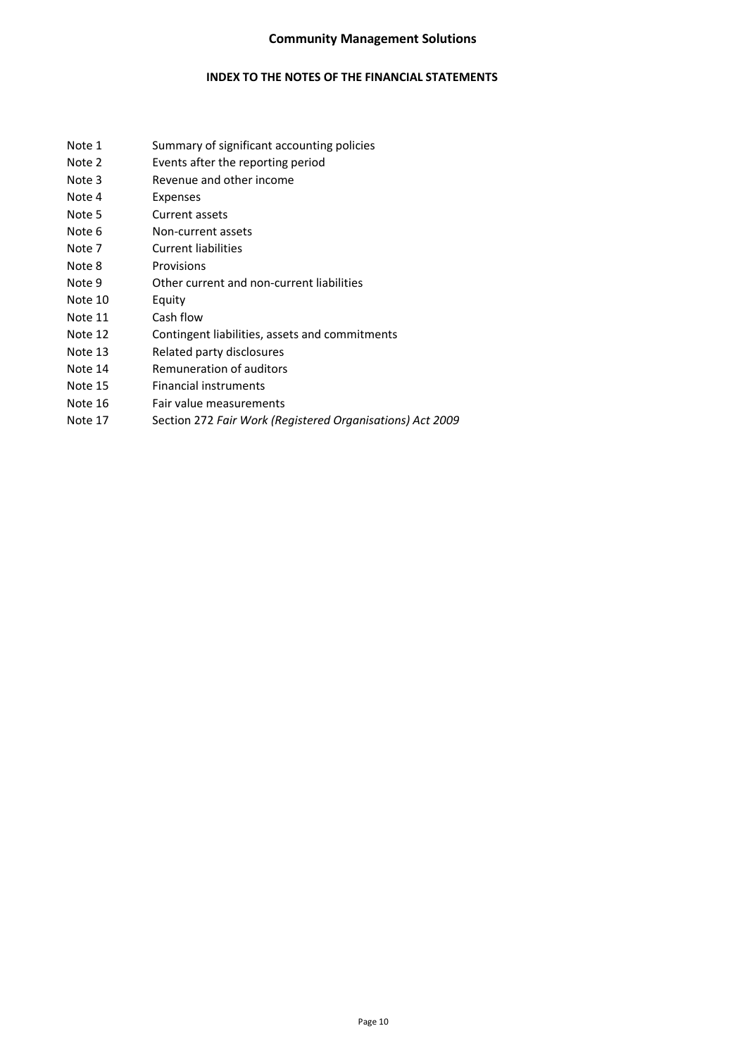# Community Management Solutions

## INDEX TO THE NOTES OF THE FINANCIAL STATEMENTS

| | |
|---|---|
| Note 1 | Summary of significant accounting policies |
| Note 2 | Events after the reporting period |
| Note 3 | Revenue and other income |
| Note 4 | Expenses |
| Note 5 | Current assets |
| Note 6 | Non-current assets |
| Note 7 | Current liabilities |
| Note 8 | Provisions |
| Note 9 | Other current and non-current liabilities |
| Note 10 | Equity |
| Note 11 | Cash flow |
| Note 12 | Contingent liabilities, assets and commitments |
| Note 13 | Related party disclosures |
| Note 14 | Remuneration of auditors |
| Note 15 | Financial instruments |
| Note 16 | Fair value measurements |
| Note 17 | Section 272 *Fair Work (Registered Organisations) Act 2009* |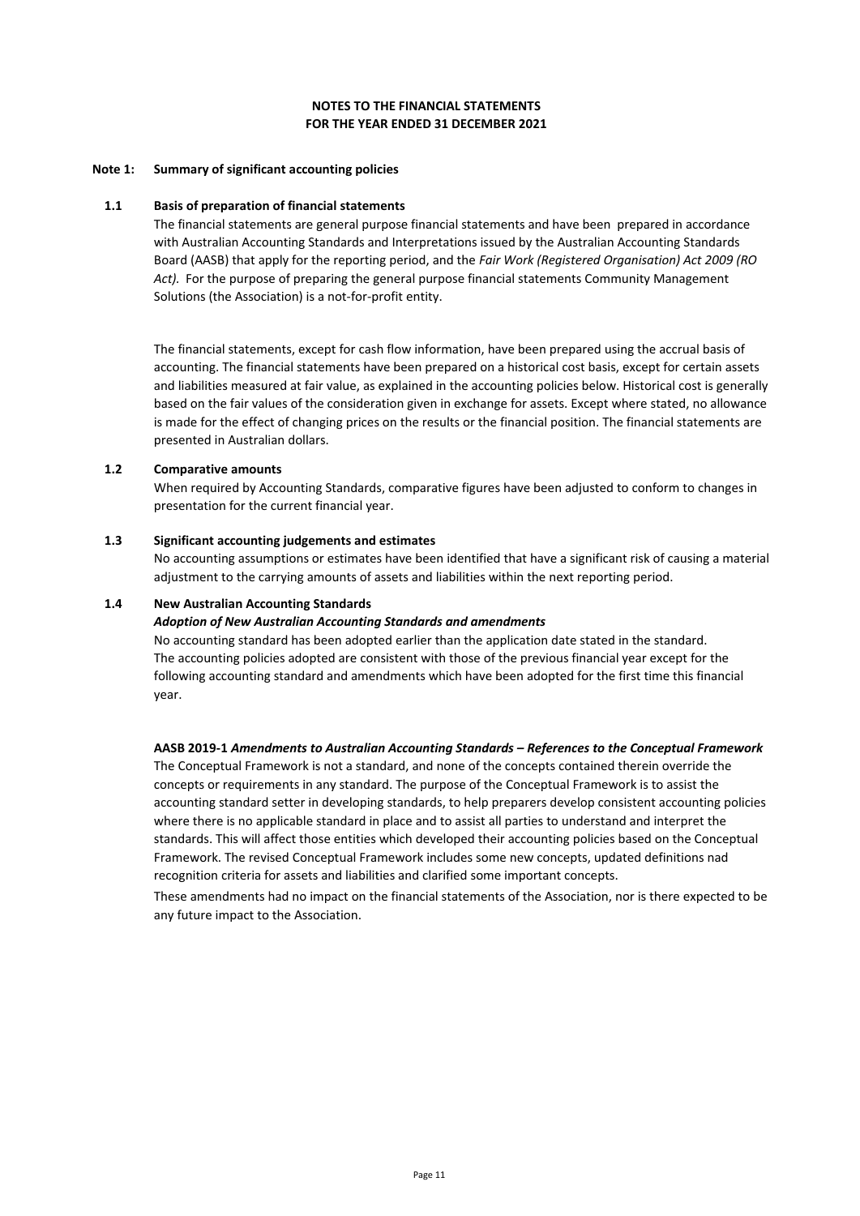# NOTES TO THE FINANCIAL STATEMENTS
# FOR THE YEAR ENDED 31 DECEMBER 2021

## Note 1: Summary of significant accounting policies

### 1.1 Basis of preparation of financial statements

The financial statements are general purpose financial statements and have been prepared in accordance with Australian Accounting Standards and Interpretations issued by the Australian Accounting Standards Board (AASB) that apply for the reporting period, and the *Fair Work (Registered Organisation) Act 2009 (RO Act).* For the purpose of preparing the general purpose financial statements Community Management Solutions (the Association) is a not-for-profit entity.

The financial statements, except for cash flow information, have been prepared using the accrual basis of accounting. The financial statements have been prepared on a historical cost basis, except for certain assets and liabilities measured at fair value, as explained in the accounting policies below. Historical cost is generally based on the fair values of the consideration given in exchange for assets. Except where stated, no allowance is made for the effect of changing prices on the results or the financial position. The financial statements are presented in Australian dollars.

### 1.2 Comparative amounts

When required by Accounting Standards, comparative figures have been adjusted to conform to changes in presentation for the current financial year.

### 1.3 Significant accounting judgements and estimates

No accounting assumptions or estimates have been identified that have a significant risk of causing a material adjustment to the carrying amounts of assets and liabilities within the next reporting period.

### 1.4 New Australian Accounting Standards

***Adoption of New Australian Accounting Standards and amendments***

No accounting standard has been adopted earlier than the application date stated in the standard. The accounting policies adopted are consistent with those of the previous financial year except for the following accounting standard and amendments which have been adopted for the first time this financial year.

**AASB 2019-1** ***Amendments to Australian Accounting Standards – References to the Conceptual Framework***

The Conceptual Framework is not a standard, and none of the concepts contained therein override the concepts or requirements in any standard. The purpose of the Conceptual Framework is to assist the accounting standard setter in developing standards, to help preparers develop consistent accounting policies where there is no applicable standard in place and to assist all parties to understand and interpret the standards. This will affect those entities which developed their accounting policies based on the Conceptual Framework. The revised Conceptual Framework includes some new concepts, updated definitions nad recognition criteria for assets and liabilities and clarified some important concepts.

These amendments had no impact on the financial statements of the Association, nor is there expected to be any future impact to the Association.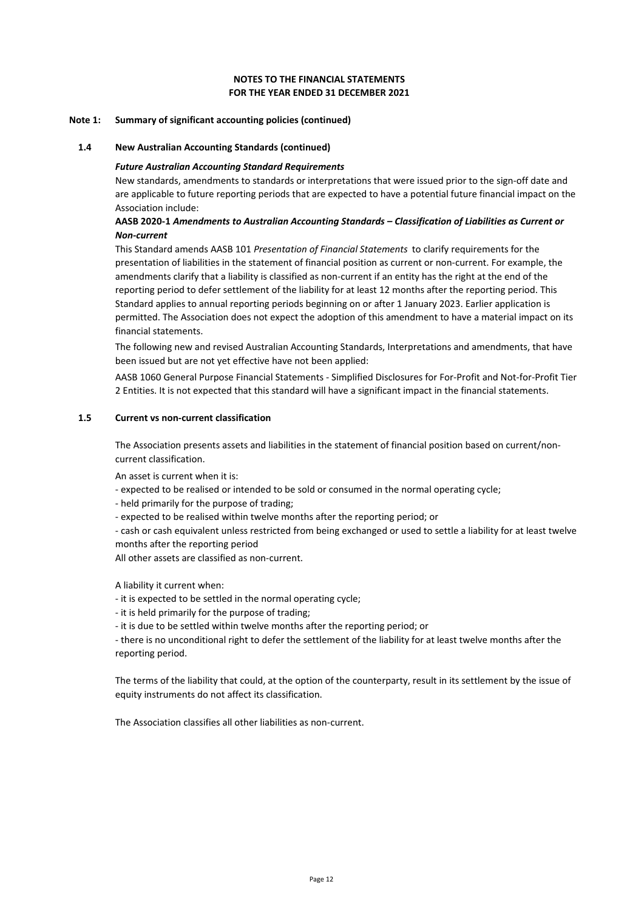**NOTES TO THE FINANCIAL STATEMENTS**
**FOR THE YEAR ENDED 31 DECEMBER 2021**

## Note 1: Summary of significant accounting policies (continued)

### 1.4 New Australian Accounting Standards (continued)

***Future Australian Accounting Standard Requirements***

New standards, amendments to standards or interpretations that were issued prior to the sign-off date and are applicable to future reporting periods that are expected to have a potential future financial impact on the Association include:

**AASB 2020-1** ***Amendments to Australian Accounting Standards – Classification of Liabilities as Current or Non-current***

This Standard amends AASB 101 *Presentation of Financial Statements* to clarify requirements for the presentation of liabilities in the statement of financial position as current or non-current. For example, the amendments clarify that a liability is classified as non-current if an entity has the right at the end of the reporting period to defer settlement of the liability for at least 12 months after the reporting period. This Standard applies to annual reporting periods beginning on or after 1 January 2023. Earlier application is permitted. The Association does not expect the adoption of this amendment to have a material impact on its financial statements.

The following new and revised Australian Accounting Standards, Interpretations and amendments, that have been issued but are not yet effective have not been applied:

AASB 1060 General Purpose Financial Statements - Simplified Disclosures for For-Profit and Not-for-Profit Tier 2 Entities. It is not expected that this standard will have a significant impact in the financial statements.

### 1.5 Current vs non-current classification

The Association presents assets and liabilities in the statement of financial position based on current/non-current classification.

An asset is current when it is:

- expected to be realised or intended to be sold or consumed in the normal operating cycle;
- held primarily for the purpose of trading;
- expected to be realised within twelve months after the reporting period; or
- cash or cash equivalent unless restricted from being exchanged or used to settle a liability for at least twelve months after the reporting period

All other assets are classified as non-current.

A liability it current when:

- it is expected to be settled in the normal operating cycle;
- it is held primarily for the purpose of trading;
- it is due to be settled within twelve months after the reporting period; or
- there is no unconditional right to defer the settlement of the liability for at least twelve months after the reporting period.

The terms of the liability that could, at the option of the counterparty, result in its settlement by the issue of equity instruments do not affect its classification.

The Association classifies all other liabilities as non-current.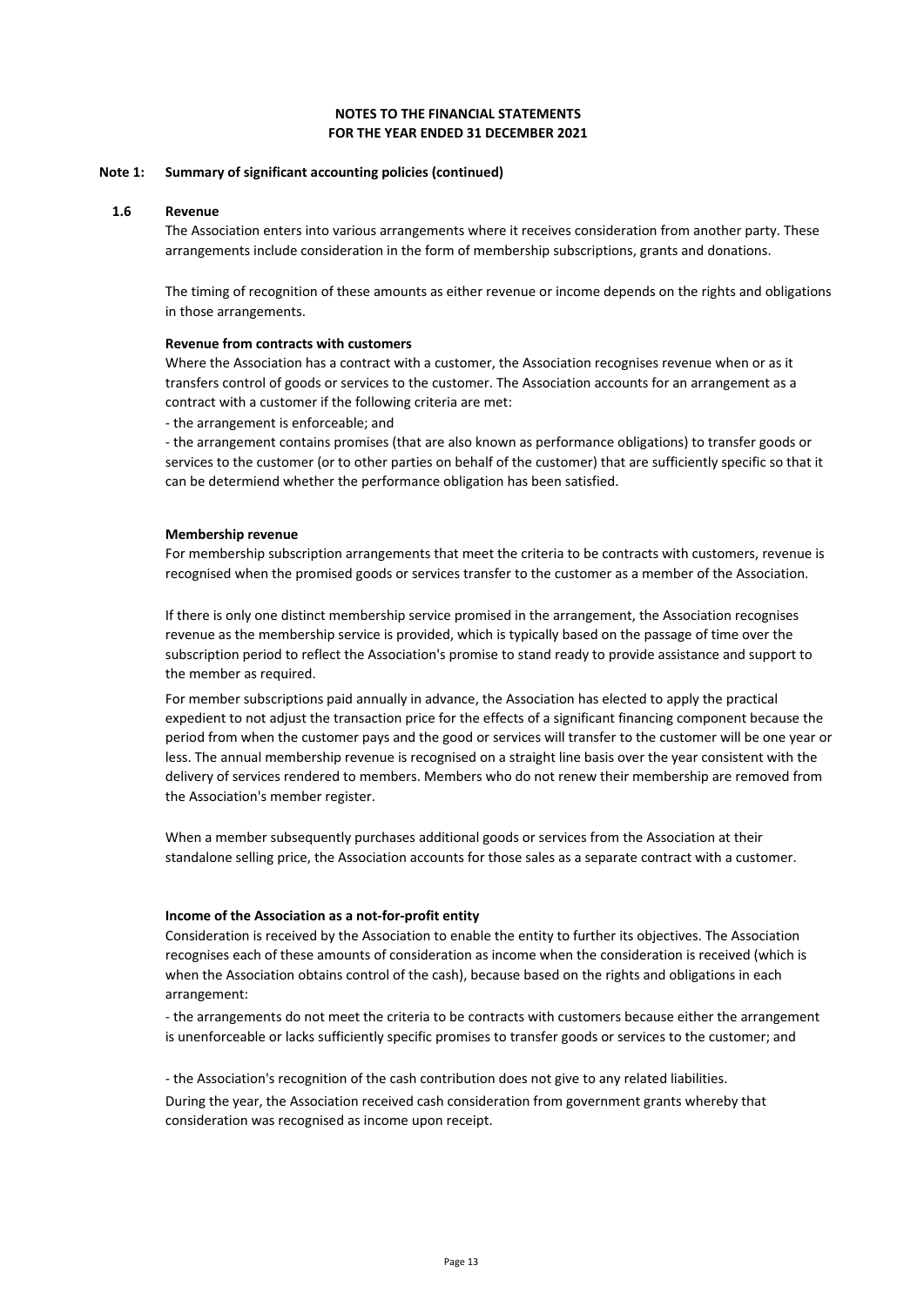**NOTES TO THE FINANCIAL STATEMENTS**
**FOR THE YEAR ENDED 31 DECEMBER 2021**

**Note 1: Summary of significant accounting policies (continued)**

**1.6 Revenue**

The Association enters into various arrangements where it receives consideration from another party. These arrangements include consideration in the form of membership subscriptions, grants and donations.

The timing of recognition of these amounts as either revenue or income depends on the rights and obligations in those arrangements.

**Revenue from contracts with customers**

Where the Association has a contract with a customer, the Association recognises revenue when or as it transfers control of goods or services to the customer. The Association accounts for an arrangement as a contract with a customer if the following criteria are met:

- the arrangement is enforceable; and
- the arrangement contains promises (that are also known as performance obligations) to transfer goods or services to the customer (or to other parties on behalf of the customer) that are sufficiently specific so that it can be determiend whether the performance obligation has been satisfied.

**Membership revenue**

For membership subscription arrangements that meet the criteria to be contracts with customers, revenue is recognised when the promised goods or services transfer to the customer as a member of the Association.

If there is only one distinct membership service promised in the arrangement, the Association recognises revenue as the membership service is provided, which is typically based on the passage of time over the subscription period to reflect the Association's promise to stand ready to provide assistance and support to the member as required.

For member subscriptions paid annually in advance, the Association has elected to apply the practical expedient to not adjust the transaction price for the effects of a significant financing component because the period from when the customer pays and the good or services will transfer to the customer will be one year or less. The annual membership revenue is recognised on a straight line basis over the year consistent with the delivery of services rendered to members. Members who do not renew their membership are removed from the Association's member register.

When a member subsequently purchases additional goods or services from the Association at their standalone selling price, the Association accounts for those sales as a separate contract with a customer.

**Income of the Association as a not-for-profit entity**

Consideration is received by the Association to enable the entity to further its objectives. The Association recognises each of these amounts of consideration as income when the consideration is received (which is when the Association obtains control of the cash), because based on the rights and obligations in each arrangement:

- the arrangements do not meet the criteria to be contracts with customers because either the arrangement is unenforceable or lacks sufficiently specific promises to transfer goods or services to the customer; and

- the Association's recognition of the cash contribution does not give to any related liabilities.

During the year, the Association received cash consideration from government grants whereby that consideration was recognised as income upon receipt.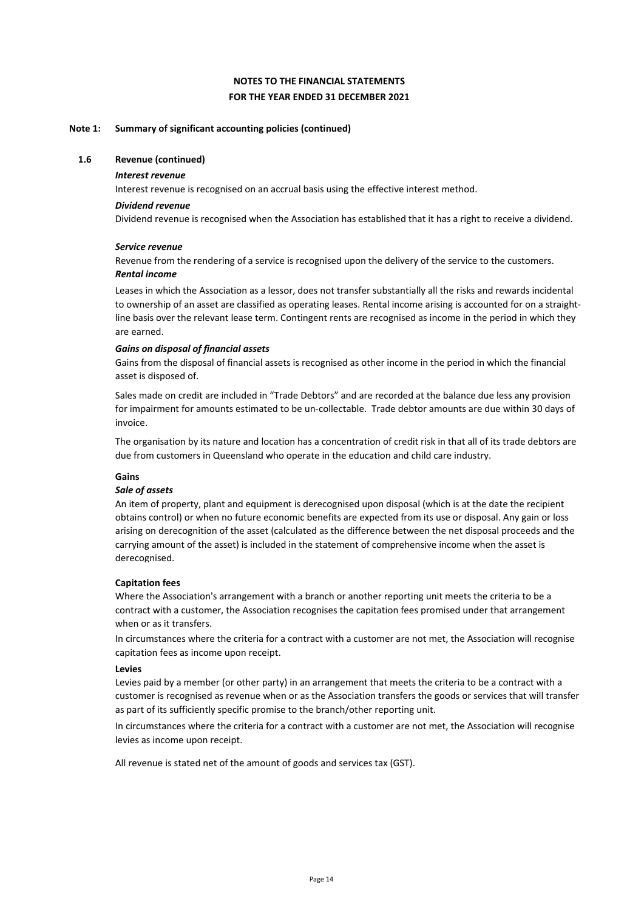# NOTES TO THE FINANCIAL STATEMENTS
## FOR THE YEAR ENDED 31 DECEMBER 2021

### Note 1: Summary of significant accounting policies (continued)

#### 1.6 Revenue (continued)

***Interest revenue***

Interest revenue is recognised on an accrual basis using the effective interest method.

***Dividend revenue***

Dividend revenue is recognised when the Association has established that it has a right to receive a dividend.

***Service revenue***

Revenue from the rendering of a service is recognised upon the delivery of the service to the customers.

***Rental income***

Leases in which the Association as a lessor, does not transfer substantially all the risks and rewards incidental to ownership of an asset are classified as operating leases. Rental income arising is accounted for on a straight-line basis over the relevant lease term. Contingent rents are recognised as income in the period in which they are earned.

***Gains on disposal of financial assets***

Gains from the disposal of financial assets is recognised as other income in the period in which the financial asset is disposed of.

Sales made on credit are included in "Trade Debtors" and are recorded at the balance due less any provision for impairment for amounts estimated to be un-collectable. Trade debtor amounts are due within 30 days of invoice.

The organisation by its nature and location has a concentration of credit risk in that all of its trade debtors are due from customers in Queensland who operate in the education and child care industry.

**Gains**

***Sale of assets***

An item of property, plant and equipment is derecognised upon disposal (which is at the date the recipient obtains control) or when no future economic benefits are expected from its use or disposal. Any gain or loss arising on derecognition of the asset (calculated as the difference between the net disposal proceeds and the carrying amount of the asset) is included in the statement of comprehensive income when the asset is derecognised.

**Capitation fees**

Where the Association's arrangement with a branch or another reporting unit meets the criteria to be a contract with a customer, the Association recognises the capitation fees promised under that arrangement when or as it transfers.

In circumstances where the criteria for a contract with a customer are not met, the Association will recognise capitation fees as income upon receipt.

**Levies**

Levies paid by a member (or other party) in an arrangement that meets the criteria to be a contract with a customer is recognised as revenue when or as the Association transfers the goods or services that will transfer as part of its sufficiently specific promise to the branch/other reporting unit.

In circumstances where the criteria for a contract with a customer are not met, the Association will recognise levies as income upon receipt.

All revenue is stated net of the amount of goods and services tax (GST).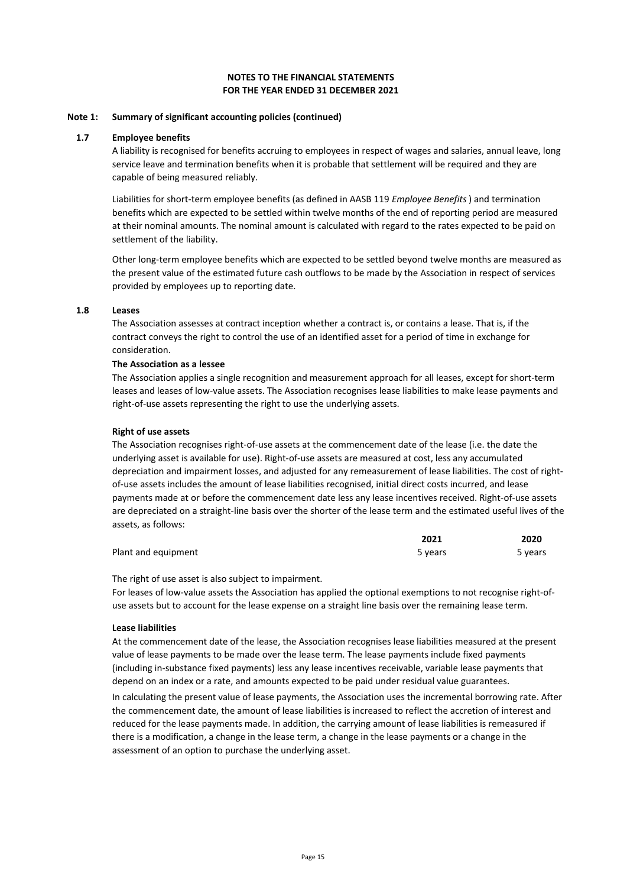# NOTES TO THE FINANCIAL STATEMENTS
# FOR THE YEAR ENDED 31 DECEMBER 2021

## Note 1: Summary of significant accounting policies (continued)

### 1.7 Employee benefits

A liability is recognised for benefits accruing to employees in respect of wages and salaries, annual leave, long service leave and termination benefits when it is probable that settlement will be required and they are capable of being measured reliably.

Liabilities for short-term employee benefits (as defined in AASB 119 *Employee Benefits* ) and termination benefits which are expected to be settled within twelve months of the end of reporting period are measured at their nominal amounts. The nominal amount is calculated with regard to the rates expected to be paid on settlement of the liability.

Other long-term employee benefits which are expected to be settled beyond twelve months are measured as the present value of the estimated future cash outflows to be made by the Association in respect of services provided by employees up to reporting date.

### 1.8 Leases

The Association assesses at contract inception whether a contract is, or contains a lease. That is, if the contract conveys the right to control the use of an identified asset for a period of time in exchange for consideration.

**The Association as a lessee**

The Association applies a single recognition and measurement approach for all leases, except for short-term leases and leases of low-value assets. The Association recognises lease liabilities to make lease payments and right-of-use assets representing the right to use the underlying assets.

**Right of use assets**

The Association recognises right-of-use assets at the commencement date of the lease (i.e. the date the underlying asset is available for use). Right-of-use assets are measured at cost, less any accumulated depreciation and impairment losses, and adjusted for any remeasurement of lease liabilities. The cost of right-of-use assets includes the amount of lease liabilities recognised, initial direct costs incurred, and lease payments made at or before the commencement date less any lease incentives received. Right-of-use assets are depreciated on a straight-line basis over the shorter of the lease term and the estimated useful lives of the assets, as follows:

| | 2021 | 2020 |
|---|---|---|
| Plant and equipment | 5 years | 5 years |

The right of use asset is also subject to impairment.

For leases of low-value assets the Association has applied the optional exemptions to not recognise right-of-use assets but to account for the lease expense on a straight line basis over the remaining lease term.

**Lease liabilities**

At the commencement date of the lease, the Association recognises lease liabilities measured at the present value of lease payments to be made over the lease term. The lease payments include fixed payments (including in-substance fixed payments) less any lease incentives receivable, variable lease payments that depend on an index or a rate, and amounts expected to be paid under residual value guarantees.

In calculating the present value of lease payments, the Association uses the incremental borrowing rate. After the commencement date, the amount of lease liabilities is increased to reflect the accretion of interest and reduced for the lease payments made. In addition, the carrying amount of lease liabilities is remeasured if there is a modification, a change in the lease term, a change in the lease payments or a change in the assessment of an option to purchase the underlying asset.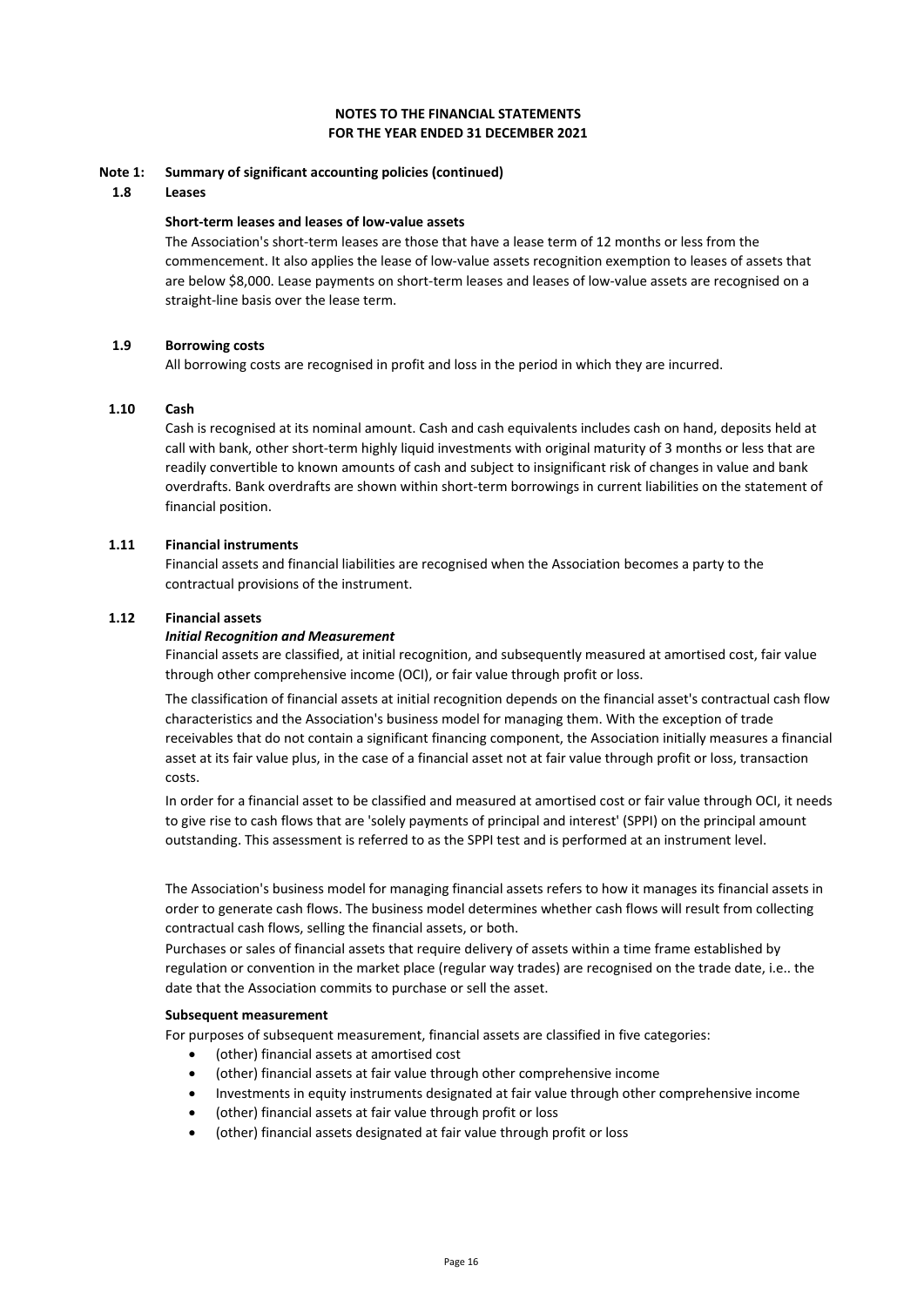# NOTES TO THE FINANCIAL STATEMENTS
# FOR THE YEAR ENDED 31 DECEMBER 2021

## Note 1: Summary of significant accounting policies (continued)

### 1.8 Leases

**Short-term leases and leases of low-value assets**

The Association's short-term leases are those that have a lease term of 12 months or less from the commencement. It also applies the lease of low-value assets recognition exemption to leases of assets that are below $8,000. Lease payments on short-term leases and leases of low-value assets are recognised on a straight-line basis over the lease term.

### 1.9 Borrowing costs

All borrowing costs are recognised in profit and loss in the period in which they are incurred.

### 1.10 Cash

Cash is recognised at its nominal amount. Cash and cash equivalents includes cash on hand, deposits held at call with bank, other short-term highly liquid investments with original maturity of 3 months or less that are readily convertible to known amounts of cash and subject to insignificant risk of changes in value and bank overdrafts. Bank overdrafts are shown within short-term borrowings in current liabilities on the statement of financial position.

### 1.11 Financial instruments

Financial assets and financial liabilities are recognised when the Association becomes a party to the contractual provisions of the instrument.

### 1.12 Financial assets

***Initial Recognition and Measurement***

Financial assets are classified, at initial recognition, and subsequently measured at amortised cost, fair value through other comprehensive income (OCI), or fair value through profit or loss.

The classification of financial assets at initial recognition depends on the financial asset's contractual cash flow characteristics and the Association's business model for managing them. With the exception of trade receivables that do not contain a significant financing component, the Association initially measures a financial asset at its fair value plus, in the case of a financial asset not at fair value through profit or loss, transaction costs.

In order for a financial asset to be classified and measured at amortised cost or fair value through OCI, it needs to give rise to cash flows that are 'solely payments of principal and interest' (SPPI) on the principal amount outstanding. This assessment is referred to as the SPPI test and is performed at an instrument level.

The Association's business model for managing financial assets refers to how it manages its financial assets in order to generate cash flows. The business model determines whether cash flows will result from collecting contractual cash flows, selling the financial assets, or both.

Purchases or sales of financial assets that require delivery of assets within a time frame established by regulation or convention in the market place (regular way trades) are recognised on the trade date, i.e.. the date that the Association commits to purchase or sell the asset.

**Subsequent measurement**

For purposes of subsequent measurement, financial assets are classified in five categories:

- (other) financial assets at amortised cost
- (other) financial assets at fair value through other comprehensive income
- Investments in equity instruments designated at fair value through other comprehensive income
- (other) financial assets at fair value through profit or loss
- (other) financial assets designated at fair value through profit or loss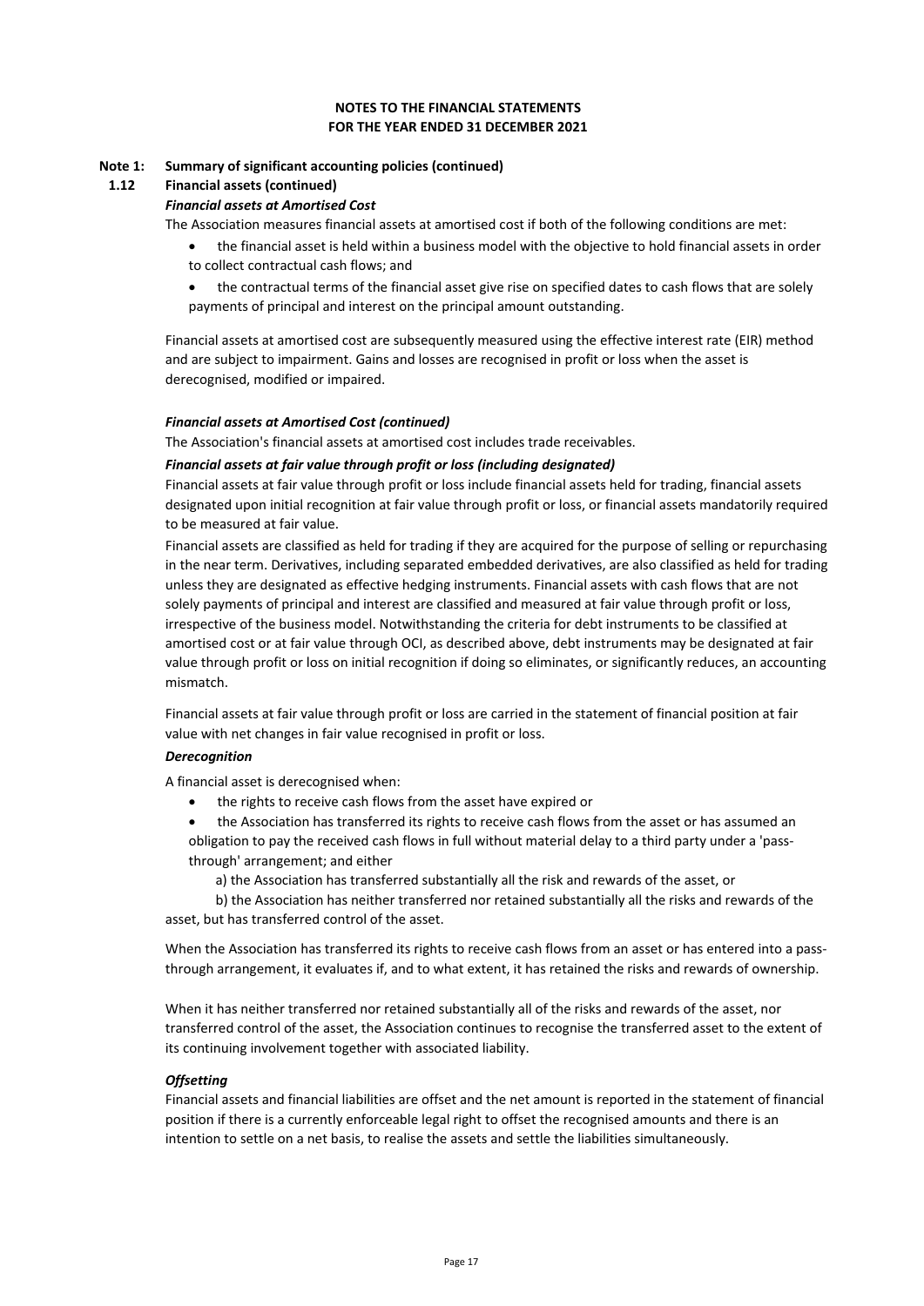**NOTES TO THE FINANCIAL STATEMENTS**
**FOR THE YEAR ENDED 31 DECEMBER 2021**

**Note 1: Summary of significant accounting policies (continued)**

**1.12 Financial assets (continued)**

***Financial assets at Amortised Cost***

The Association measures financial assets at amortised cost if both of the following conditions are met:

- the financial asset is held within a business model with the objective to hold financial assets in order to collect contractual cash flows; and
- the contractual terms of the financial asset give rise on specified dates to cash flows that are solely payments of principal and interest on the principal amount outstanding.

Financial assets at amortised cost are subsequently measured using the effective interest rate (EIR) method and are subject to impairment. Gains and losses are recognised in profit or loss when the asset is derecognised, modified or impaired.

***Financial assets at Amortised Cost (continued)***

The Association's financial assets at amortised cost includes trade receivables.

***Financial assets at fair value through profit or loss (including designated)***

Financial assets at fair value through profit or loss include financial assets held for trading, financial assets designated upon initial recognition at fair value through profit or loss, or financial assets mandatorily required to be measured at fair value.

Financial assets are classified as held for trading if they are acquired for the purpose of selling or repurchasing in the near term. Derivatives, including separated embedded derivatives, are also classified as held for trading unless they are designated as effective hedging instruments. Financial assets with cash flows that are not solely payments of principal and interest are classified and measured at fair value through profit or loss, irrespective of the business model. Notwithstanding the criteria for debt instruments to be classified at amortised cost or at fair value through OCI, as described above, debt instruments may be designated at fair value through profit or loss on initial recognition if doing so eliminates, or significantly reduces, an accounting mismatch.

Financial assets at fair value through profit or loss are carried in the statement of financial position at fair value with net changes in fair value recognised in profit or loss.

***Derecognition***

A financial asset is derecognised when:

- the rights to receive cash flows from the asset have expired or
- the Association has transferred its rights to receive cash flows from the asset or has assumed an obligation to pay the received cash flows in full without material delay to a third party under a 'pass-through' arrangement; and either

a) the Association has transferred substantially all the risk and rewards of the asset, or

b) the Association has neither transferred nor retained substantially all the risks and rewards of the asset, but has transferred control of the asset.

When the Association has transferred its rights to receive cash flows from an asset or has entered into a pass-through arrangement, it evaluates if, and to what extent, it has retained the risks and rewards of ownership.

When it has neither transferred nor retained substantially all of the risks and rewards of the asset, nor transferred control of the asset, the Association continues to recognise the transferred asset to the extent of its continuing involvement together with associated liability.

***Offsetting***

Financial assets and financial liabilities are offset and the net amount is reported in the statement of financial position if there is a currently enforceable legal right to offset the recognised amounts and there is an intention to settle on a net basis, to realise the assets and settle the liabilities simultaneously.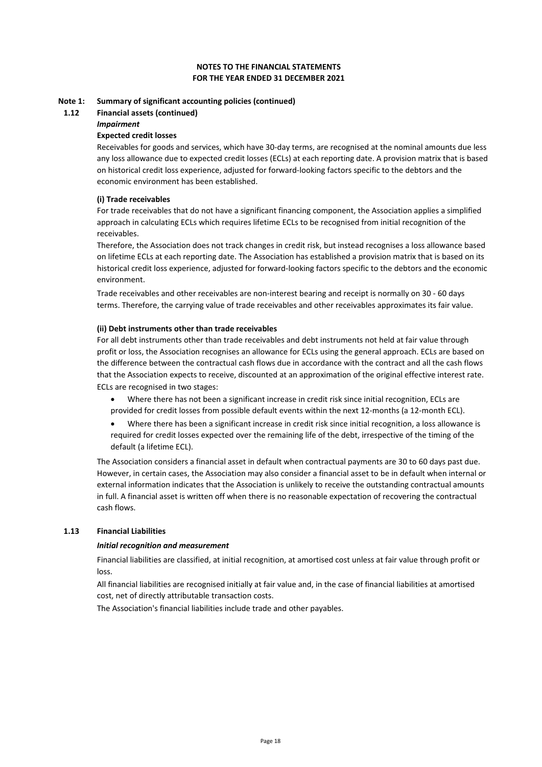**NOTES TO THE FINANCIAL STATEMENTS**
**FOR THE YEAR ENDED 31 DECEMBER 2021**

## Note 1: Summary of significant accounting policies (continued)

### 1.12 Financial assets (continued)

***Impairment***

**Expected credit losses**

Receivables for goods and services, which have 30-day terms, are recognised at the nominal amounts due less any loss allowance due to expected credit losses (ECLs) at each reporting date. A provision matrix that is based on historical credit loss experience, adjusted for forward-looking factors specific to the debtors and the economic environment has been established.

**(i) Trade receivables**

For trade receivables that do not have a significant financing component, the Association applies a simplified approach in calculating ECLs which requires lifetime ECLs to be recognised from initial recognition of the receivables.

Therefore, the Association does not track changes in credit risk, but instead recognises a loss allowance based on lifetime ECLs at each reporting date. The Association has established a provision matrix that is based on its historical credit loss experience, adjusted for forward-looking factors specific to the debtors and the economic environment.

Trade receivables and other receivables are non-interest bearing and receipt is normally on 30 - 60 days terms. Therefore, the carrying value of trade receivables and other receivables approximates its fair value.

**(ii) Debt instruments other than trade receivables**

For all debt instruments other than trade receivables and debt instruments not held at fair value through profit or loss, the Association recognises an allowance for ECLs using the general approach. ECLs are based on the difference between the contractual cash flows due in accordance with the contract and all the cash flows that the Association expects to receive, discounted at an approximation of the original effective interest rate. ECLs are recognised in two stages:

- Where there has not been a significant increase in credit risk since initial recognition, ECLs are provided for credit losses from possible default events within the next 12-months (a 12-month ECL).
- Where there has been a significant increase in credit risk since initial recognition, a loss allowance is required for credit losses expected over the remaining life of the debt, irrespective of the timing of the default (a lifetime ECL).

The Association considers a financial asset in default when contractual payments are 30 to 60 days past due. However, in certain cases, the Association may also consider a financial asset to be in default when internal or external information indicates that the Association is unlikely to receive the outstanding contractual amounts in full. A financial asset is written off when there is no reasonable expectation of recovering the contractual cash flows.

### 1.13 Financial Liabilities

***Initial recognition and measurement***

Financial liabilities are classified, at initial recognition, at amortised cost unless at fair value through profit or loss.

All financial liabilities are recognised initially at fair value and, in the case of financial liabilities at amortised cost, net of directly attributable transaction costs.

The Association's financial liabilities include trade and other payables.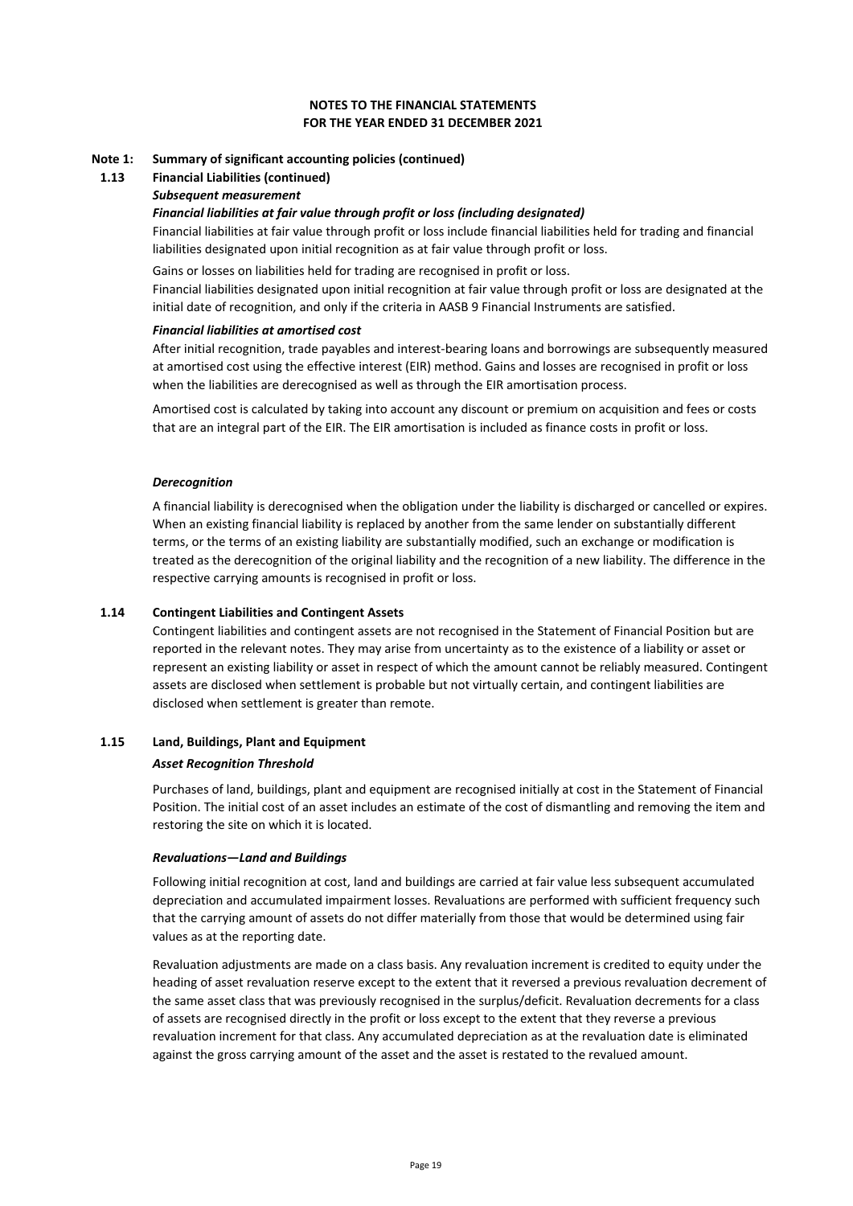**NOTES TO THE FINANCIAL STATEMENTS**
**FOR THE YEAR ENDED 31 DECEMBER 2021**

**Note 1: Summary of significant accounting policies (continued)**

**1.13 Financial Liabilities (continued)**

***Subsequent measurement***

***Financial liabilities at fair value through profit or loss (including designated)***

Financial liabilities at fair value through profit or loss include financial liabilities held for trading and financial liabilities designated upon initial recognition as at fair value through profit or loss.

Gains or losses on liabilities held for trading are recognised in profit or loss.

Financial liabilities designated upon initial recognition at fair value through profit or loss are designated at the initial date of recognition, and only if the criteria in AASB 9 Financial Instruments are satisfied.

***Financial liabilities at amortised cost***

After initial recognition, trade payables and interest-bearing loans and borrowings are subsequently measured at amortised cost using the effective interest (EIR) method. Gains and losses are recognised in profit or loss when the liabilities are derecognised as well as through the EIR amortisation process.

Amortised cost is calculated by taking into account any discount or premium on acquisition and fees or costs that are an integral part of the EIR. The EIR amortisation is included as finance costs in profit or loss.

***Derecognition***

A financial liability is derecognised when the obligation under the liability is discharged or cancelled or expires. When an existing financial liability is replaced by another from the same lender on substantially different terms, or the terms of an existing liability are substantially modified, such an exchange or modification is treated as the derecognition of the original liability and the recognition of a new liability. The difference in the respective carrying amounts is recognised in profit or loss.

**1.14 Contingent Liabilities and Contingent Assets**

Contingent liabilities and contingent assets are not recognised in the Statement of Financial Position but are reported in the relevant notes. They may arise from uncertainty as to the existence of a liability or asset or represent an existing liability or asset in respect of which the amount cannot be reliably measured. Contingent assets are disclosed when settlement is probable but not virtually certain, and contingent liabilities are disclosed when settlement is greater than remote.

**1.15 Land, Buildings, Plant and Equipment**

***Asset Recognition Threshold***

Purchases of land, buildings, plant and equipment are recognised initially at cost in the Statement of Financial Position. The initial cost of an asset includes an estimate of the cost of dismantling and removing the item and restoring the site on which it is located.

***Revaluations—Land and Buildings***

Following initial recognition at cost, land and buildings are carried at fair value less subsequent accumulated depreciation and accumulated impairment losses. Revaluations are performed with sufficient frequency such that the carrying amount of assets do not differ materially from those that would be determined using fair values as at the reporting date.

Revaluation adjustments are made on a class basis. Any revaluation increment is credited to equity under the heading of asset revaluation reserve except to the extent that it reversed a previous revaluation decrement of the same asset class that was previously recognised in the surplus/deficit. Revaluation decrements for a class of assets are recognised directly in the profit or loss except to the extent that they reverse a previous revaluation increment for that class. Any accumulated depreciation as at the revaluation date is eliminated against the gross carrying amount of the asset and the asset is restated to the revalued amount.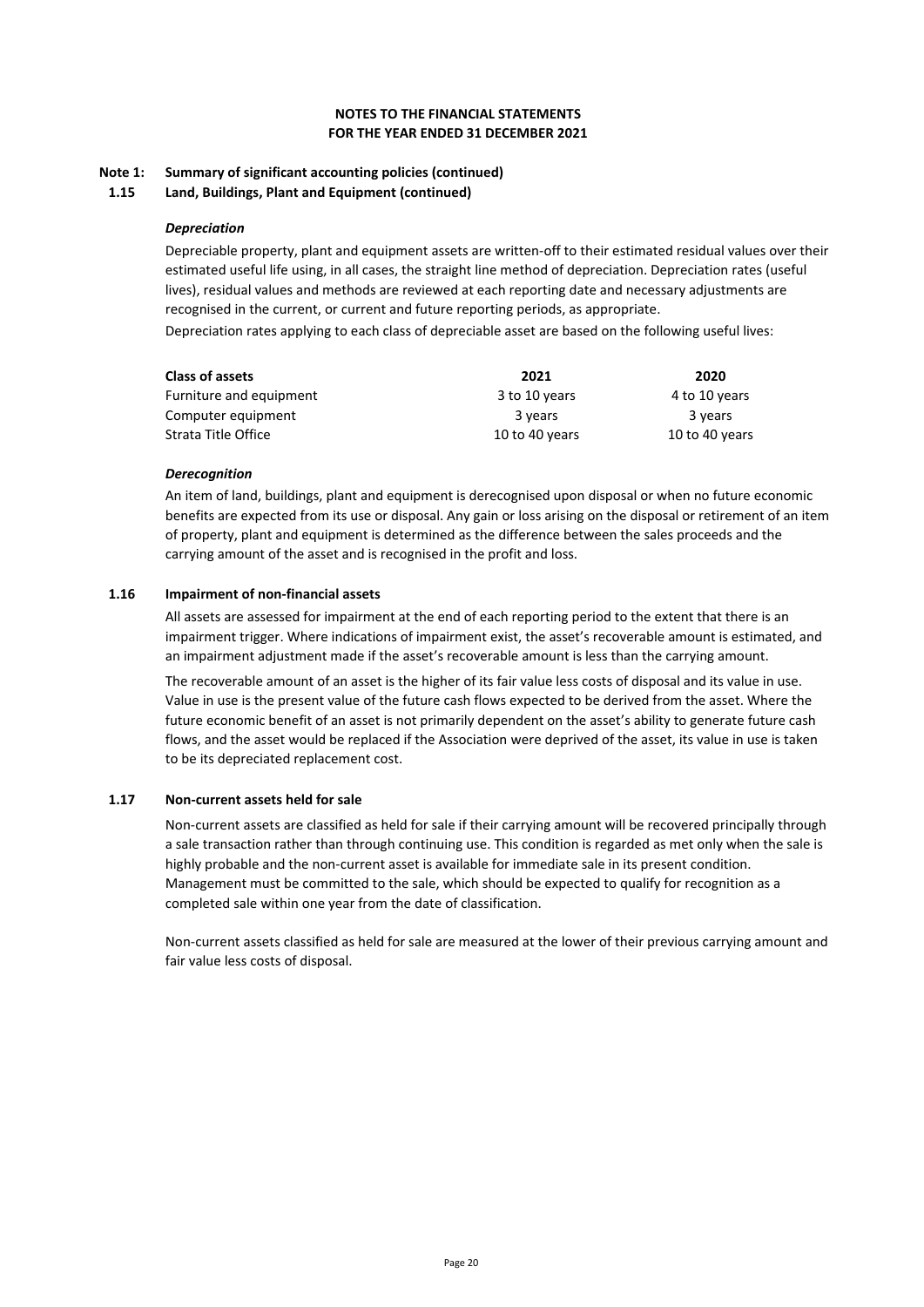**NOTES TO THE FINANCIAL STATEMENTS**
**FOR THE YEAR ENDED 31 DECEMBER 2021**

## Note 1: Summary of significant accounting policies (continued)

### 1.15 Land, Buildings, Plant and Equipment (continued)

***Depreciation***

Depreciable property, plant and equipment assets are written-off to their estimated residual values over their estimated useful life using, in all cases, the straight line method of depreciation. Depreciation rates (useful lives), residual values and methods are reviewed at each reporting date and necessary adjustments are recognised in the current, or current and future reporting periods, as appropriate.

Depreciation rates applying to each class of depreciable asset are based on the following useful lives:

| Class of assets | 2021 | 2020 |
| --- | --- | --- |
| Furniture and equipment | 3 to 10 years | 4 to 10 years |
| Computer equipment | 3 years | 3 years |
| Strata Title Office | 10 to 40 years | 10 to 40 years |

***Derecognition***

An item of land, buildings, plant and equipment is derecognised upon disposal or when no future economic benefits are expected from its use or disposal. Any gain or loss arising on the disposal or retirement of an item of property, plant and equipment is determined as the difference between the sales proceeds and the carrying amount of the asset and is recognised in the profit and loss.

### 1.16 Impairment of non-financial assets

All assets are assessed for impairment at the end of each reporting period to the extent that there is an impairment trigger. Where indications of impairment exist, the asset's recoverable amount is estimated, and an impairment adjustment made if the asset's recoverable amount is less than the carrying amount.

The recoverable amount of an asset is the higher of its fair value less costs of disposal and its value in use. Value in use is the present value of the future cash flows expected to be derived from the asset. Where the future economic benefit of an asset is not primarily dependent on the asset's ability to generate future cash flows, and the asset would be replaced if the Association were deprived of the asset, its value in use is taken to be its depreciated replacement cost.

### 1.17 Non-current assets held for sale

Non-current assets are classified as held for sale if their carrying amount will be recovered principally through a sale transaction rather than through continuing use. This condition is regarded as met only when the sale is highly probable and the non-current asset is available for immediate sale in its present condition. Management must be committed to the sale, which should be expected to qualify for recognition as a completed sale within one year from the date of classification.

Non-current assets classified as held for sale are measured at the lower of their previous carrying amount and fair value less costs of disposal.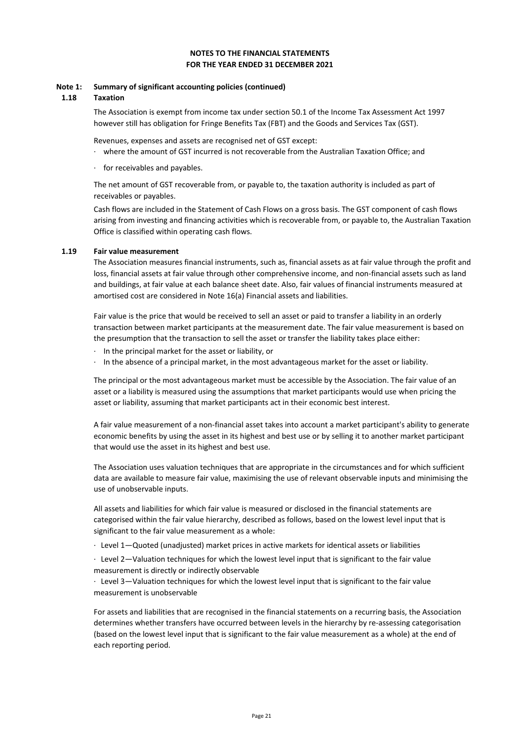**NOTES TO THE FINANCIAL STATEMENTS**
**FOR THE YEAR ENDED 31 DECEMBER 2021**

## Note 1: Summary of significant accounting policies (continued)

### 1.18 Taxation

The Association is exempt from income tax under section 50.1 of the Income Tax Assessment Act 1997 however still has obligation for Fringe Benefits Tax (FBT) and the Goods and Services Tax (GST).

Revenues, expenses and assets are recognised net of GST except:

- where the amount of GST incurred is not recoverable from the Australian Taxation Office; and
- for receivables and payables.

The net amount of GST recoverable from, or payable to, the taxation authority is included as part of receivables or payables.

Cash flows are included in the Statement of Cash Flows on a gross basis. The GST component of cash flows arising from investing and financing activities which is recoverable from, or payable to, the Australian Taxation Office is classified within operating cash flows.

### 1.19 Fair value measurement

The Association measures financial instruments, such as, financial assets as at fair value through the profit and loss, financial assets at fair value through other comprehensive income, and non-financial assets such as land and buildings, at fair value at each balance sheet date. Also, fair values of financial instruments measured at amortised cost are considered in Note 16(a) Financial assets and liabilities.

Fair value is the price that would be received to sell an asset or paid to transfer a liability in an orderly transaction between market participants at the measurement date. The fair value measurement is based on the presumption that the transaction to sell the asset or transfer the liability takes place either:

- In the principal market for the asset or liability, or
- In the absence of a principal market, in the most advantageous market for the asset or liability.

The principal or the most advantageous market must be accessible by the Association. The fair value of an asset or a liability is measured using the assumptions that market participants would use when pricing the asset or liability, assuming that market participants act in their economic best interest.

A fair value measurement of a non-financial asset takes into account a market participant's ability to generate economic benefits by using the asset in its highest and best use or by selling it to another market participant that would use the asset in its highest and best use.

The Association uses valuation techniques that are appropriate in the circumstances and for which sufficient data are available to measure fair value, maximising the use of relevant observable inputs and minimising the use of unobservable inputs.

All assets and liabilities for which fair value is measured or disclosed in the financial statements are categorised within the fair value hierarchy, described as follows, based on the lowest level input that is significant to the fair value measurement as a whole:

- Level 1—Quoted (unadjusted) market prices in active markets for identical assets or liabilities
- Level 2—Valuation techniques for which the lowest level input that is significant to the fair value measurement is directly or indirectly observable
- Level 3—Valuation techniques for which the lowest level input that is significant to the fair value measurement is unobservable

For assets and liabilities that are recognised in the financial statements on a recurring basis, the Association determines whether transfers have occurred between levels in the hierarchy by re-assessing categorisation (based on the lowest level input that is significant to the fair value measurement as a whole) at the end of each reporting period.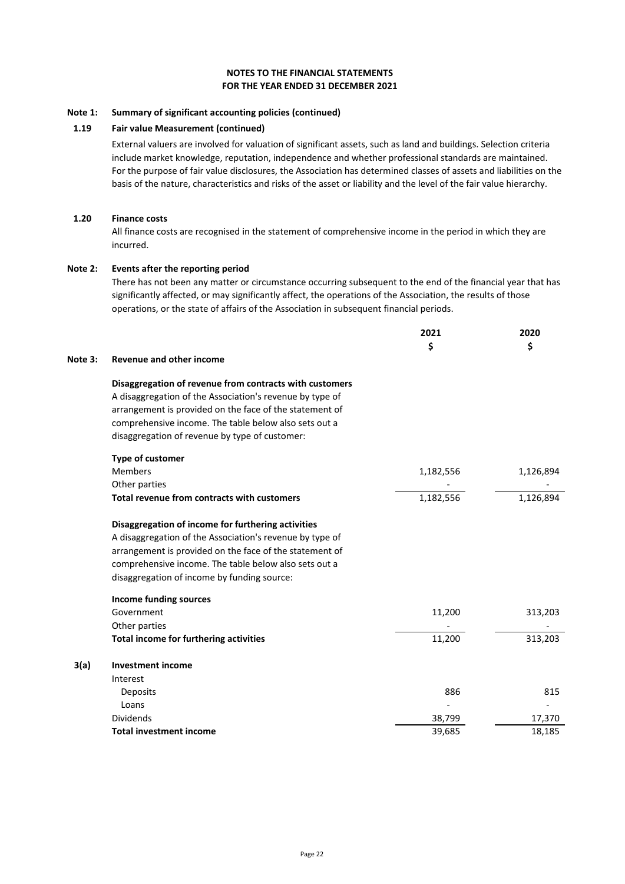# NOTES TO THE FINANCIAL STATEMENTS
# FOR THE YEAR ENDED 31 DECEMBER 2021

## Note 1: Summary of significant accounting policies (continued)

### 1.19 Fair value Measurement (continued)

External valuers are involved for valuation of significant assets, such as land and buildings. Selection criteria include market knowledge, reputation, independence and whether professional standards are maintained. For the purpose of fair value disclosures, the Association has determined classes of assets and liabilities on the basis of the nature, characteristics and risks of the asset or liability and the level of the fair value hierarchy.

### 1.20 Finance costs

All finance costs are recognised in the statement of comprehensive income in the period in which they are incurred.

## Note 2: Events after the reporting period

There has not been any matter or circumstance occurring subsequent to the end of the financial year that has significantly affected, or may significantly affect, the operations of the Association, the results of those operations, or the state of affairs of the Association in subsequent financial periods.

## Note 3: Revenue and other income

| | 2021<br>$ | 2020<br>$ |
|---|---|---|
| **Disaggregation of revenue from contracts with customers** | | |
| A disaggregation of the Association's revenue by type of arrangement is provided on the face of the statement of comprehensive income. The table below also sets out a disaggregation of revenue by type of customer: | | |
| **Type of customer** | | |
| Members | 1,182,556 | 1,126,894 |
| Other parties | - | - |
| **Total revenue from contracts with customers** | 1,182,556 | 1,126,894 |
| **Disaggregation of income for furthering activities** | | |
| A disaggregation of the Association's revenue by type of arrangement is provided on the face of the statement of comprehensive income. The table below also sets out a disaggregation of income by funding source: | | |
| **Income funding sources** | | |
| Government | 11,200 | 313,203 |
| Other parties | - | - |
| **Total income for furthering activities** | 11,200 | 313,203 |

### 3(a) Investment income

| | 2021<br>$ | 2020<br>$ |
|---|---|---|
| Interest | | |
| Deposits | 886 | 815 |
| Loans | - | - |
| Dividends | 38,799 | 17,370 |
| **Total investment income** | 39,685 | 18,185 |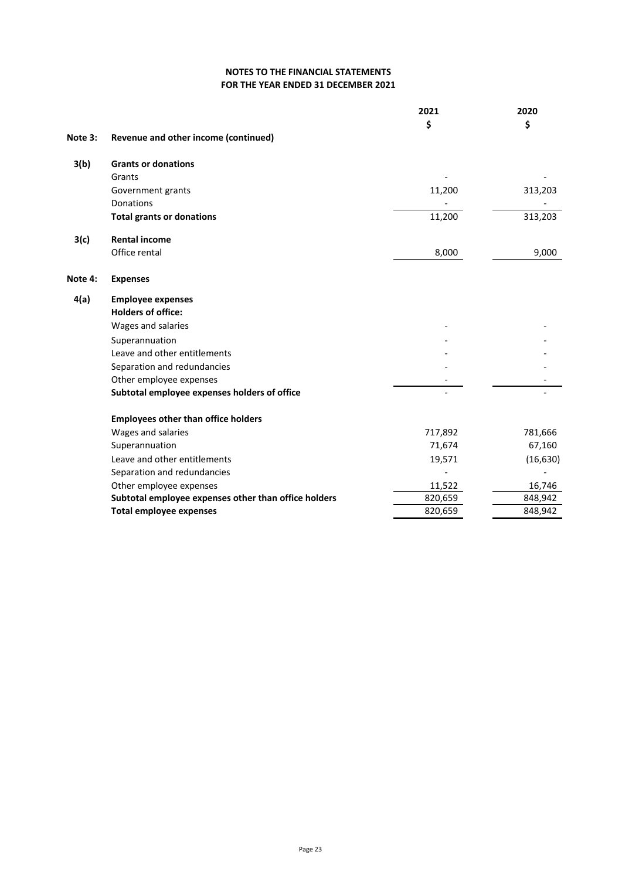# NOTES TO THE FINANCIAL STATEMENTS
## FOR THE YEAR ENDED 31 DECEMBER 2021

| | | 2021 | 2020 |
|---|---|---|---|
| | | $ | $ |
| **Note 3:** | **Revenue and other income (continued)** | | |
| **3(b)** | **Grants or donations** | | |
| | Grants | - | - |
| | Government grants | 11,200 | 313,203 |
| | Donations | - | - |
| | **Total grants or donations** | 11,200 | 313,203 |
| **3(c)** | **Rental income** | | |
| | Office rental | 8,000 | 9,000 |
| **Note 4:** | **Expenses** | | |
| **4(a)** | **Employee expenses** | | |
| | **Holders of office:** | | |
| | Wages and salaries | - | - |
| | Superannuation | - | - |
| | Leave and other entitlements | - | - |
| | Separation and redundancies | - | - |
| | Other employee expenses | - | - |
| | **Subtotal employee expenses holders of office** | - | - |
| | **Employees other than office holders** | | |
| | Wages and salaries | 717,892 | 781,666 |
| | Superannuation | 71,674 | 67,160 |
| | Leave and other entitlements | 19,571 | (16,630) |
| | Separation and redundancies | - | - |
| | Other employee expenses | 11,522 | 16,746 |
| | **Subtotal employee expenses other than office holders** | 820,659 | 848,942 |
| | **Total employee expenses** | 820,659 | 848,942 |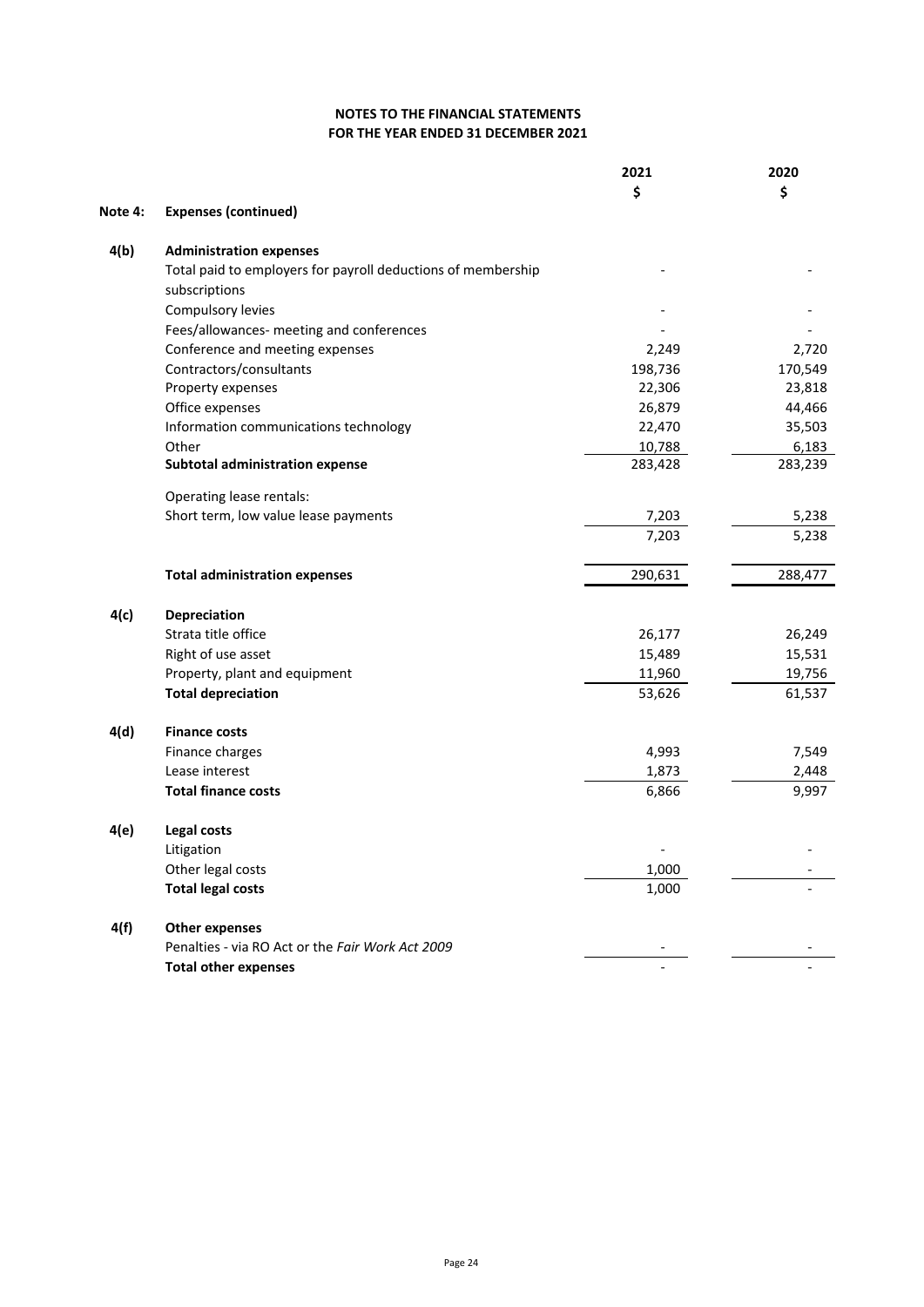**NOTES TO THE FINANCIAL STATEMENTS**
**FOR THE YEAR ENDED 31 DECEMBER 2021**

| | | 2021 | 2020 |
|---|---|---|---|
| | | $ | $ |
| **Note 4:** | **Expenses (continued)** | | |
| **4(b)** | **Administration expenses** | | |
| | Total paid to employers for payroll deductions of membership subscriptions | - | - |
| | Compulsory levies | - | - |
| | Fees/allowances- meeting and conferences | - | - |
| | Conference and meeting expenses | 2,249 | 2,720 |
| | Contractors/consultants | 198,736 | 170,549 |
| | Property expenses | 22,306 | 23,818 |
| | Office expenses | 26,879 | 44,466 |
| | Information communications technology | 22,470 | 35,503 |
| | Other | 10,788 | 6,183 |
| | **Subtotal administration expense** | 283,428 | 283,239 |
| | Operating lease rentals: | | |
| | Short term, low value lease payments | 7,203 | 5,238 |
| | | 7,203 | 5,238 |
| | **Total administration expenses** | 290,631 | 288,477 |
| **4(c)** | **Depreciation** | | |
| | Strata title office | 26,177 | 26,249 |
| | Right of use asset | 15,489 | 15,531 |
| | Property, plant and equipment | 11,960 | 19,756 |
| | **Total depreciation** | 53,626 | 61,537 |
| **4(d)** | **Finance costs** | | |
| | Finance charges | 4,993 | 7,549 |
| | Lease interest | 1,873 | 2,448 |
| | **Total finance costs** | 6,866 | 9,997 |
| **4(e)** | **Legal costs** | | |
| | Litigation | - | - |
| | Other legal costs | 1,000 | - |
| | **Total legal costs** | 1,000 | - |
| **4(f)** | **Other expenses** | | |
| | Penalties - via RO Act or the *Fair Work Act 2009* | - | - |
| | **Total other expenses** | - | - |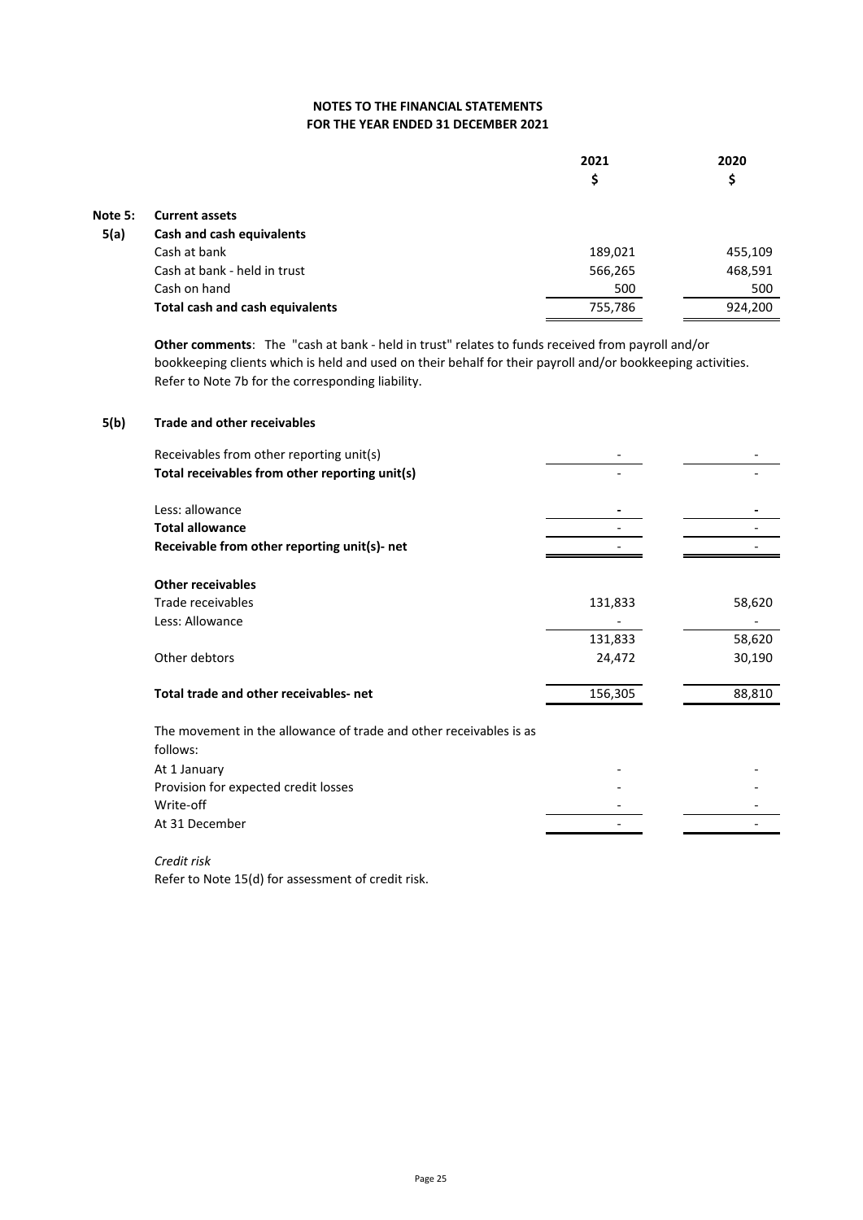# NOTES TO THE FINANCIAL STATEMENTS
# FOR THE YEAR ENDED 31 DECEMBER 2021

| | | 2021 | 2020 |
|---|---|---|---|
| | | $ | $ |
| **Note 5:** | **Current assets** | | |
| **5(a)** | **Cash and cash equivalents** | | |
| | Cash at bank | 189,021 | 455,109 |
| | Cash at bank - held in trust | 566,265 | 468,591 |
| | Cash on hand | 500 | 500 |
| | **Total cash and cash equivalents** | 755,786 | 924,200 |

**Other comments**: The "cash at bank - held in trust" relates to funds received from payroll and/or bookkeeping clients which is held and used on their behalf for their payroll and/or bookkeeping activities. Refer to Note 7b for the corresponding liability.

| | | 2021 | 2020 |
|---|---|---|---|
| **5(b)** | **Trade and other receivables** | | |
| | Receivables from other reporting unit(s) | - | - |
| | **Total receivables from other reporting unit(s)** | - | - |
| | Less: allowance | - | - |
| | **Total allowance** | - | - |
| | **Receivable from other reporting unit(s)- net** | - | - |
| | **Other receivables** | | |
| | Trade receivables | 131,833 | 58,620 |
| | Less: Allowance | - | - |
| | | 131,833 | 58,620 |
| | Other debtors | 24,472 | 30,190 |
| | **Total trade and other receivables- net** | 156,305 | 88,810 |
| | The movement in the allowance of trade and other receivables is as follows: | | |
| | At 1 January | - | - |
| | Provision for expected credit losses | - | - |
| | Write-off | - | - |
| | At 31 December | - | - |

*Credit risk*

Refer to Note 15(d) for assessment of credit risk.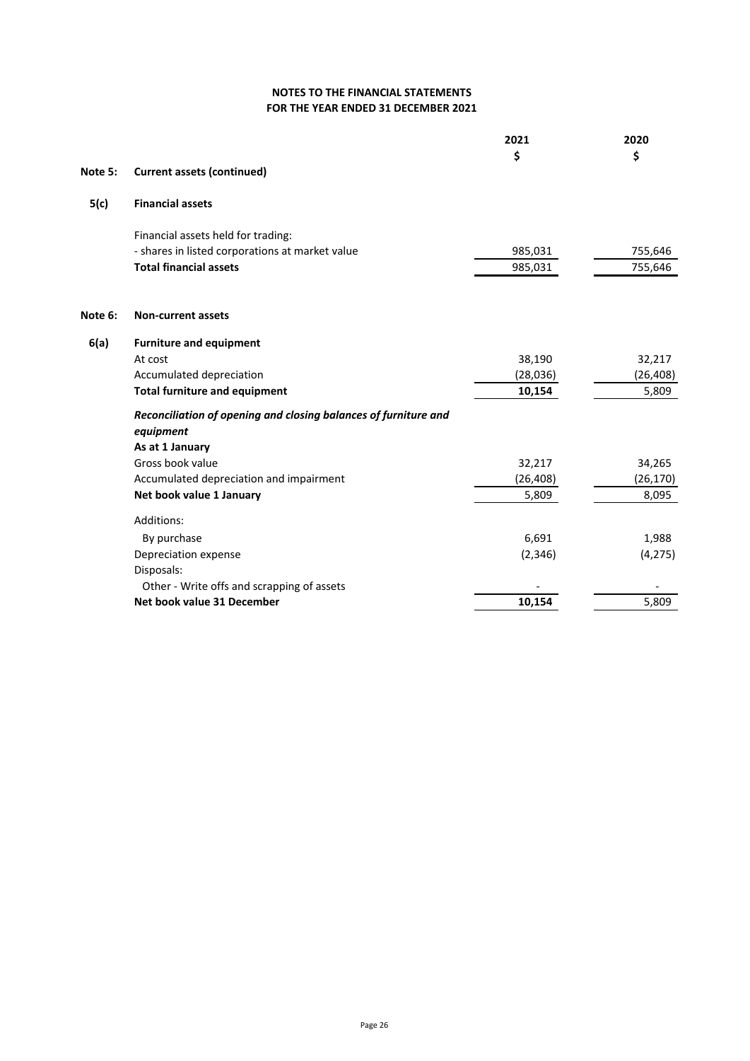# NOTES TO THE FINANCIAL STATEMENTS
## FOR THE YEAR ENDED 31 DECEMBER 2021

| | | 2021 | 2020 |
|---|---|---|---|
| | | $ | $ |
| **Note 5:** | **Current assets (continued)** | | |
| **5(c)** | **Financial assets** | | |
| | Financial assets held for trading: | | |
| | - shares in listed corporations at market value | 985,031 | 755,646 |
| | **Total financial assets** | 985,031 | 755,646 |
| **Note 6:** | **Non-current assets** | | |
| **6(a)** | **Furniture and equipment** | | |
| | At cost | 38,190 | 32,217 |
| | Accumulated depreciation | (28,036) | (26,408) |
| | **Total furniture and equipment** | **10,154** | 5,809 |
| | ***Reconciliation of opening and closing balances of furniture and equipment*** | | |
| | **As at 1 January** | | |
| | Gross book value | 32,217 | 34,265 |
| | Accumulated depreciation and impairment | (26,408) | (26,170) |
| | **Net book value 1 January** | 5,809 | 8,095 |
| | Additions: | | |
| | By purchase | 6,691 | 1,988 |
| | Depreciation expense | (2,346) | (4,275) |
| | Disposals: | | |
| | Other - Write offs and scrapping of assets | - | - |
| | **Net book value 31 December** | **10,154** | 5,809 |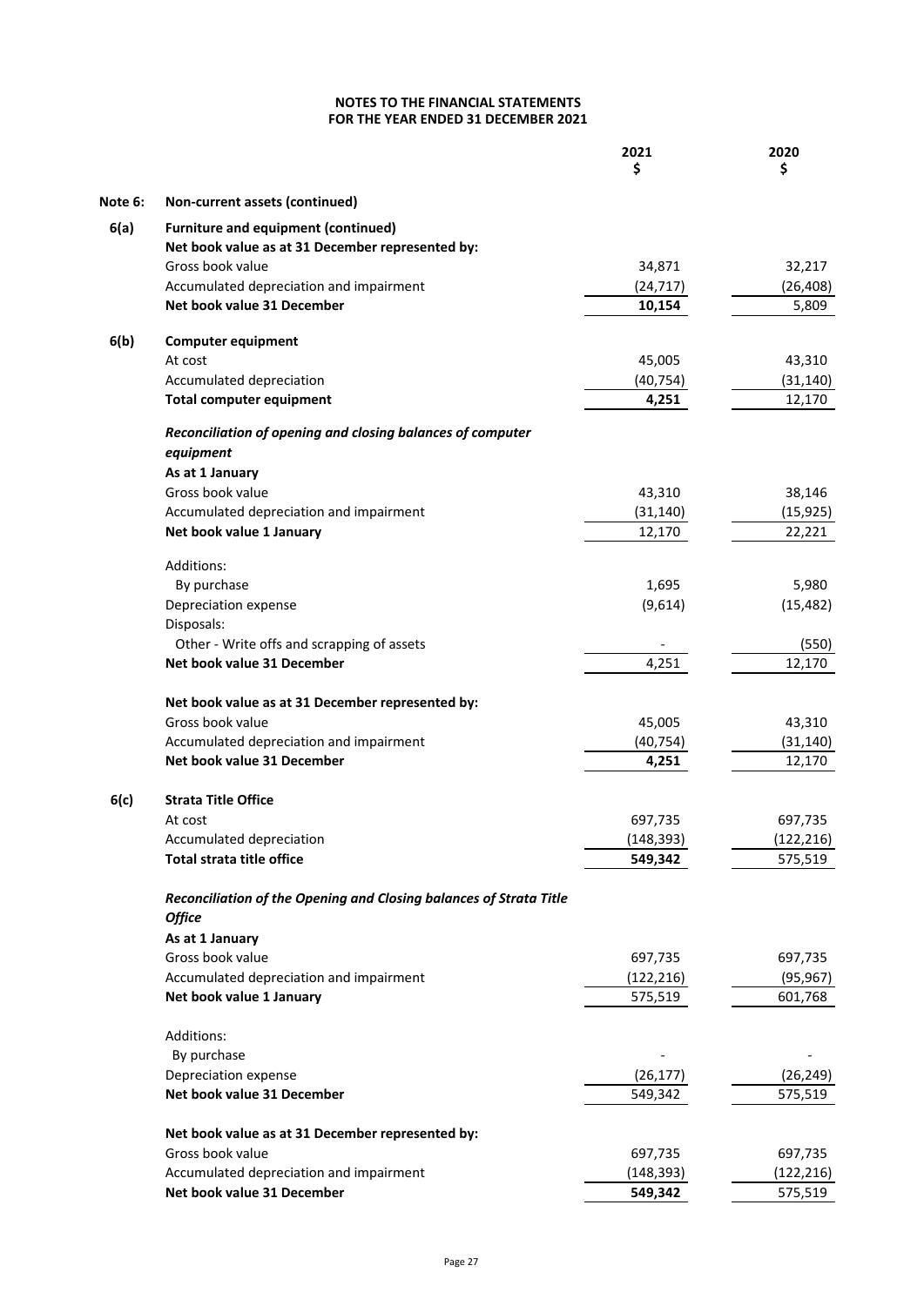**NOTES TO THE FINANCIAL STATEMENTS**
**FOR THE YEAR ENDED 31 DECEMBER 2021**

| | | 2021 $ | 2020 $ |
|---|---|---|---|
| **Note 6:** | **Non-current assets (continued)** | | |
| **6(a)** | **Furniture and equipment (continued)** | | |
| | **Net book value as at 31 December represented by:** | | |
| | Gross book value | 34,871 | 32,217 |
| | Accumulated depreciation and impairment | (24,717) | (26,408) |
| | **Net book value 31 December** | **10,154** | 5,809 |
| **6(b)** | **Computer equipment** | | |
| | At cost | 45,005 | 43,310 |
| | Accumulated depreciation | (40,754) | (31,140) |
| | **Total computer equipment** | **4,251** | 12,170 |
| | ***Reconciliation of opening and closing balances of computer equipment*** | | |
| | **As at 1 January** | | |
| | Gross book value | 43,310 | 38,146 |
| | Accumulated depreciation and impairment | (31,140) | (15,925) |
| | **Net book value 1 January** | 12,170 | 22,221 |
| | Additions: | | |
| | By purchase | 1,695 | 5,980 |
| | Depreciation expense | (9,614) | (15,482) |
| | Disposals: | | |
| | Other - Write offs and scrapping of assets | - | (550) |
| | **Net book value 31 December** | 4,251 | 12,170 |
| | **Net book value as at 31 December represented by:** | | |
| | Gross book value | 45,005 | 43,310 |
| | Accumulated depreciation and impairment | (40,754) | (31,140) |
| | **Net book value 31 December** | **4,251** | 12,170 |
| **6(c)** | **Strata Title Office** | | |
| | At cost | 697,735 | 697,735 |
| | Accumulated depreciation | (148,393) | (122,216) |
| | **Total strata title office** | **549,342** | 575,519 |
| | ***Reconciliation of the Opening and Closing balances of Strata Title Office*** | | |
| | **As at 1 January** | | |
| | Gross book value | 697,735 | 697,735 |
| | Accumulated depreciation and impairment | (122,216) | (95,967) |
| | **Net book value 1 January** | 575,519 | 601,768 |
| | Additions: | | |
| | By purchase | - | - |
| | Depreciation expense | (26,177) | (26,249) |
| | **Net book value 31 December** | 549,342 | 575,519 |
| | **Net book value as at 31 December represented by:** | | |
| | Gross book value | 697,735 | 697,735 |
| | Accumulated depreciation and impairment | (148,393) | (122,216) |
| | **Net book value 31 December** | **549,342** | 575,519 |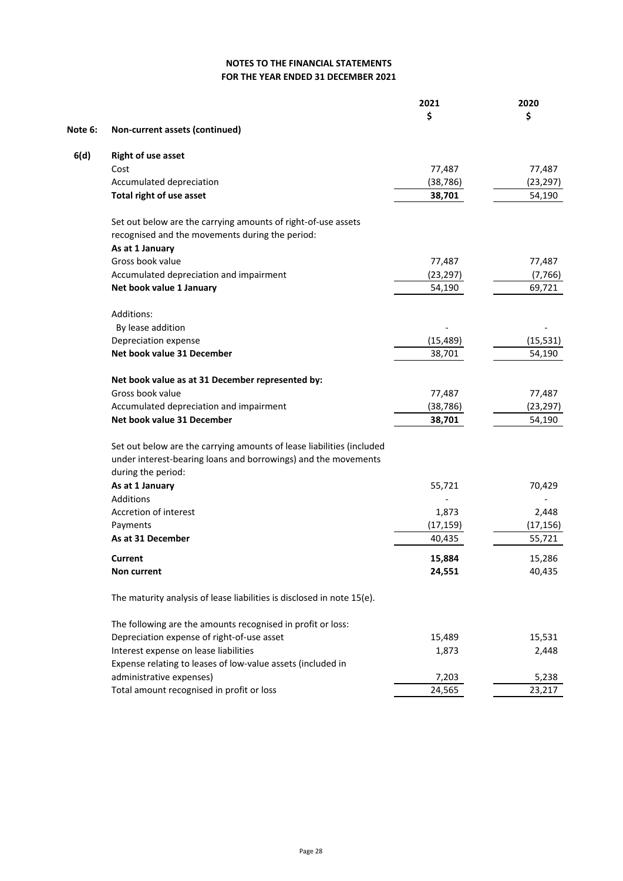**NOTES TO THE FINANCIAL STATEMENTS**
**FOR THE YEAR ENDED 31 DECEMBER 2021**

| | | 2021 | 2020 |
|---|---|---|---|
| | | $ | $ |
| **Note 6:** | **Non-current assets (continued)** | | |
| **6(d)** | **Right of use asset** | | |
| | Cost | 77,487 | 77,487 |
| | Accumulated depreciation | (38,786) | (23,297) |
| | **Total right of use asset** | **38,701** | 54,190 |
| | Set out below are the carrying amounts of right-of-use assets recognised and the movements during the period: | | |
| | **As at 1 January** | | |
| | Gross book value | 77,487 | 77,487 |
| | Accumulated depreciation and impairment | (23,297) | (7,766) |
| | **Net book value 1 January** | 54,190 | 69,721 |
| | Additions: | | |
| | By lease addition | - | - |
| | Depreciation expense | (15,489) | (15,531) |
| | **Net book value 31 December** | 38,701 | 54,190 |
| | **Net book value as at 31 December represented by:** | | |
| | Gross book value | 77,487 | 77,487 |
| | Accumulated depreciation and impairment | (38,786) | (23,297) |
| | **Net book value 31 December** | **38,701** | 54,190 |
| | Set out below are the carrying amounts of lease liabilities (included under interest-bearing loans and borrowings) and the movements during the period: | | |
| | **As at 1 January** | 55,721 | 70,429 |
| | Additions | - | - |
| | Accretion of interest | 1,873 | 2,448 |
| | Payments | (17,159) | (17,156) |
| | **As at 31 December** | 40,435 | 55,721 |
| | **Current** | **15,884** | 15,286 |
| | **Non current** | **24,551** | 40,435 |

The maturity analysis of lease liabilities is disclosed in note 15(e).

| | 2021 | 2020 |
|---|---|---|
| The following are the amounts recognised in profit or loss: | | |
| Depreciation expense of right-of-use asset | 15,489 | 15,531 |
| Interest expense on lease liabilities | 1,873 | 2,448 |
| Expense relating to leases of low-value assets (included in administrative expenses) | 7,203 | 5,238 |
| Total amount recognised in profit or loss | 24,565 | 23,217 |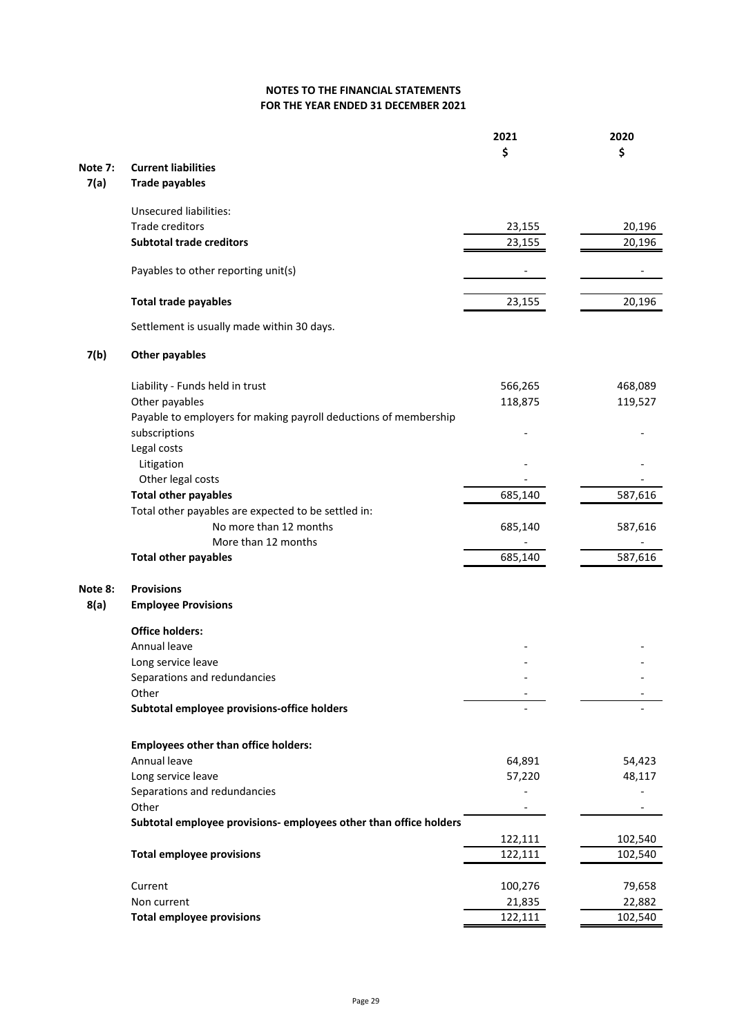## NOTES TO THE FINANCIAL STATEMENTS
## FOR THE YEAR ENDED 31 DECEMBER 2021

| | | 2021 | 2020 |
|---|---|---|---|
| | | $ | $ |
| **Note 7:** | **Current liabilities** | | |
| **7(a)** | **Trade payables** | | |
| | Unsecured liabilities: | | |
| | Trade creditors | 23,155 | 20,196 |
| | **Subtotal trade creditors** | 23,155 | 20,196 |
| | Payables to other reporting unit(s) | - | - |
| | **Total trade payables** | 23,155 | 20,196 |
| | Settlement is usually made within 30 days. | | |
| **7(b)** | **Other payables** | | |
| | Liability - Funds held in trust | 566,265 | 468,089 |
| | Other payables | 118,875 | 119,527 |
| | Payable to employers for making payroll deductions of membership subscriptions | - | - |
| | Legal costs | | |
| | Litigation | - | - |
| | Other legal costs | - | - |
| | **Total other payables** | 685,140 | 587,616 |
| | Total other payables are expected to be settled in: | | |
| | No more than 12 months | 685,140 | 587,616 |
| | More than 12 months | - | - |
| | **Total other payables** | 685,140 | 587,616 |
| **Note 8:** | **Provisions** | | |
| **8(a)** | **Employee Provisions** | | |
| | **Office holders:** | | |
| | Annual leave | - | - |
| | Long service leave | - | - |
| | Separations and redundancies | - | - |
| | Other | - | - |
| | **Subtotal employee provisions-office holders** | - | - |
| | **Employees other than office holders:** | | |
| | Annual leave | 64,891 | 54,423 |
| | Long service leave | 57,220 | 48,117 |
| | Separations and redundancies | - | - |
| | Other | - | - |
| | **Subtotal employee provisions- employees other than office holders** | 122,111 | 102,540 |
| | **Total employee provisions** | 122,111 | 102,540 |
| | Current | 100,276 | 79,658 |
| | Non current | 21,835 | 22,882 |
| | **Total employee provisions** | 122,111 | 102,540 |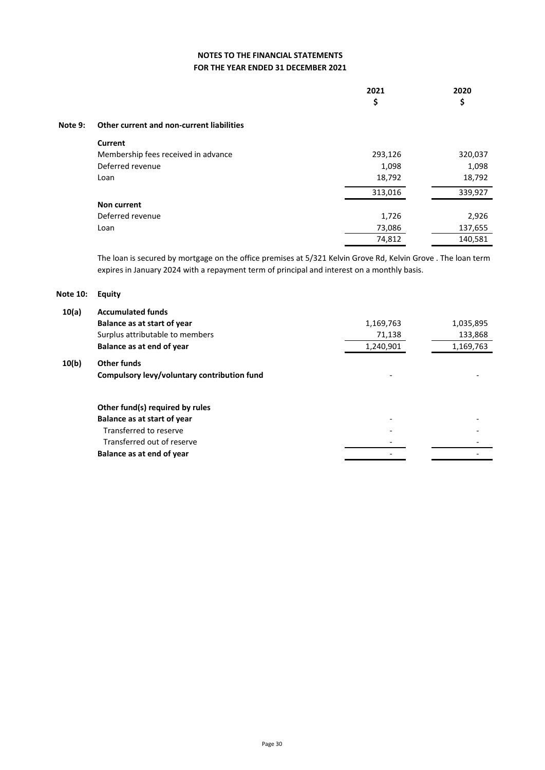## NOTES TO THE FINANCIAL STATEMENTS
## FOR THE YEAR ENDED 31 DECEMBER 2021

| | | 2021<br>$ | 2020<br>$ |
|---|---|---|---|
| **Note 9:** | **Other current and non-current liabilities** | | |
| | **Current** | | |
| | Membership fees received in advance | 293,126 | 320,037 |
| | Deferred revenue | 1,098 | 1,098 |
| | Loan | 18,792 | 18,792 |
| | | 313,016 | 339,927 |
| | **Non current** | | |
| | Deferred revenue | 1,726 | 2,926 |
| | Loan | 73,086 | 137,655 |
| | | 74,812 | 140,581 |

The loan is secured by mortgage on the office premises at 5/321 Kelvin Grove Rd, Kelvin Grove . The loan term expires in January 2024 with a repayment term of principal and interest on a monthly basis.

| | | 2021<br>$ | 2020<br>$ |
|---|---|---|---|
| **Note 10:** | **Equity** | | |
| **10(a)** | **Accumulated funds** | | |
| | **Balance as at start of year** | 1,169,763 | 1,035,895 |
| | Surplus attributable to members | 71,138 | 133,868 |
| | **Balance as at end of year** | 1,240,901 | 1,169,763 |
| **10(b)** | **Other funds** | | |
| | **Compulsory levy/voluntary contribution fund** | - | - |
| | | | |
| | **Other fund(s) required by rules** | | |
| | **Balance as at start of year** | - | - |
| | Transferred to reserve | - | - |
| | Transferred out of reserve | - | - |
| | **Balance as at end of year** | - | - |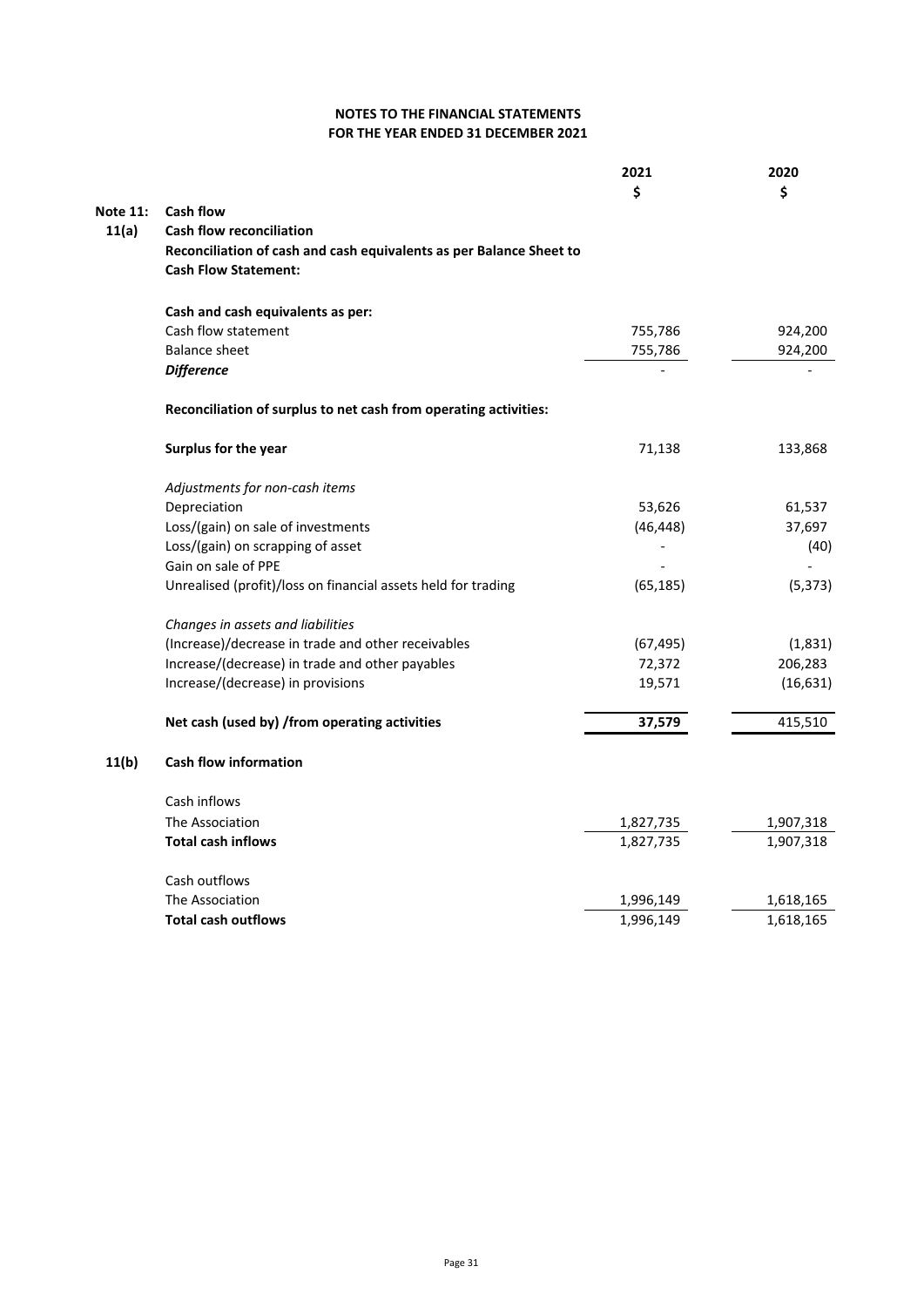**NOTES TO THE FINANCIAL STATEMENTS**
**FOR THE YEAR ENDED 31 DECEMBER 2021**

| | | 2021 | 2020 |
|---|---|---|---|
| | | $ | $ |
| **Note 11:** | **Cash flow** | | |
| **11(a)** | **Cash flow reconciliation** | | |
| | **Reconciliation of cash and cash equivalents as per Balance Sheet to Cash Flow Statement:** | | |
| | **Cash and cash equivalents as per:** | | |
| | Cash flow statement | 755,786 | 924,200 |
| | Balance sheet | 755,786 | 924,200 |
| | ***Difference*** | - | - |
| | **Reconciliation of surplus to net cash from operating activities:** | | |
| | **Surplus for the year** | 71,138 | 133,868 |
| | *Adjustments for non-cash items* | | |
| | Depreciation | 53,626 | 61,537 |
| | Loss/(gain) on sale of investments | (46,448) | 37,697 |
| | Loss/(gain) on scrapping of asset | - | (40) |
| | Gain on sale of PPE | - | - |
| | Unrealised (profit)/loss on financial assets held for trading | (65,185) | (5,373) |
| | *Changes in assets and liabilities* | | |
| | (Increase)/decrease in trade and other receivables | (67,495) | (1,831) |
| | Increase/(decrease) in trade and other payables | 72,372 | 206,283 |
| | Increase/(decrease) in provisions | 19,571 | (16,631) |
| | **Net cash (used by) /from operating activities** | **37,579** | 415,510 |
| **11(b)** | **Cash flow information** | | |
| | Cash inflows | | |
| | The Association | 1,827,735 | 1,907,318 |
| | **Total cash inflows** | 1,827,735 | 1,907,318 |
| | Cash outflows | | |
| | The Association | 1,996,149 | 1,618,165 |
| | **Total cash outflows** | 1,996,149 | 1,618,165 |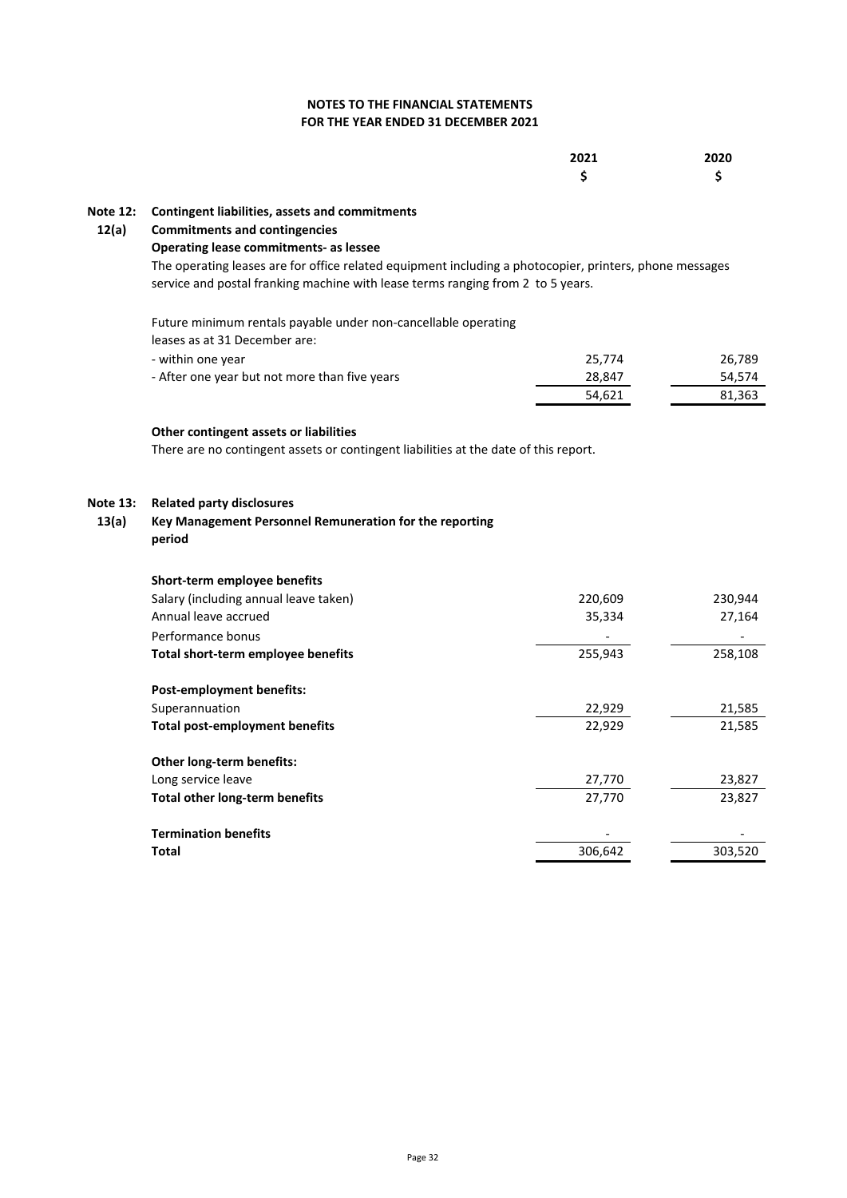# NOTES TO THE FINANCIAL STATEMENTS
## FOR THE YEAR ENDED 31 DECEMBER 2021

| | 2021 | 2020 |
|---|---|---|
| | $ | $ |

**Note 12: Contingent liabilities, assets and commitments**

**12(a) Commitments and contingencies**

**Operating lease commitments- as lessee**

The operating leases are for office related equipment including a photocopier, printers, phone messages service and postal franking machine with lease terms ranging from 2 to 5 years.

| | 2021 $ | 2020 $ |
|---|---|---|
| Future minimum rentals payable under non-cancellable operating leases as at 31 December are: | | |
| - within one year | 25,774 | 26,789 |
| - After one year but not more than five years | 28,847 | 54,574 |
| | 54,621 | 81,363 |

**Other contingent assets or liabilities**

There are no contingent assets or contingent liabilities at the date of this report.

**Note 13: Related party disclosures**

**13(a) Key Management Personnel Remuneration for the reporting period**

| | 2021 $ | 2020 $ |
|---|---|---|
| **Short-term employee benefits** | | |
| Salary (including annual leave taken) | 220,609 | 230,944 |
| Annual leave accrued | 35,334 | 27,164 |
| Performance bonus | - | - |
| **Total short-term employee benefits** | 255,943 | 258,108 |
| **Post-employment benefits:** | | |
| Superannuation | 22,929 | 21,585 |
| **Total post-employment benefits** | 22,929 | 21,585 |
| **Other long-term benefits:** | | |
| Long service leave | 27,770 | 23,827 |
| **Total other long-term benefits** | 27,770 | 23,827 |
| **Termination benefits** | - | - |
| **Total** | 306,642 | 303,520 |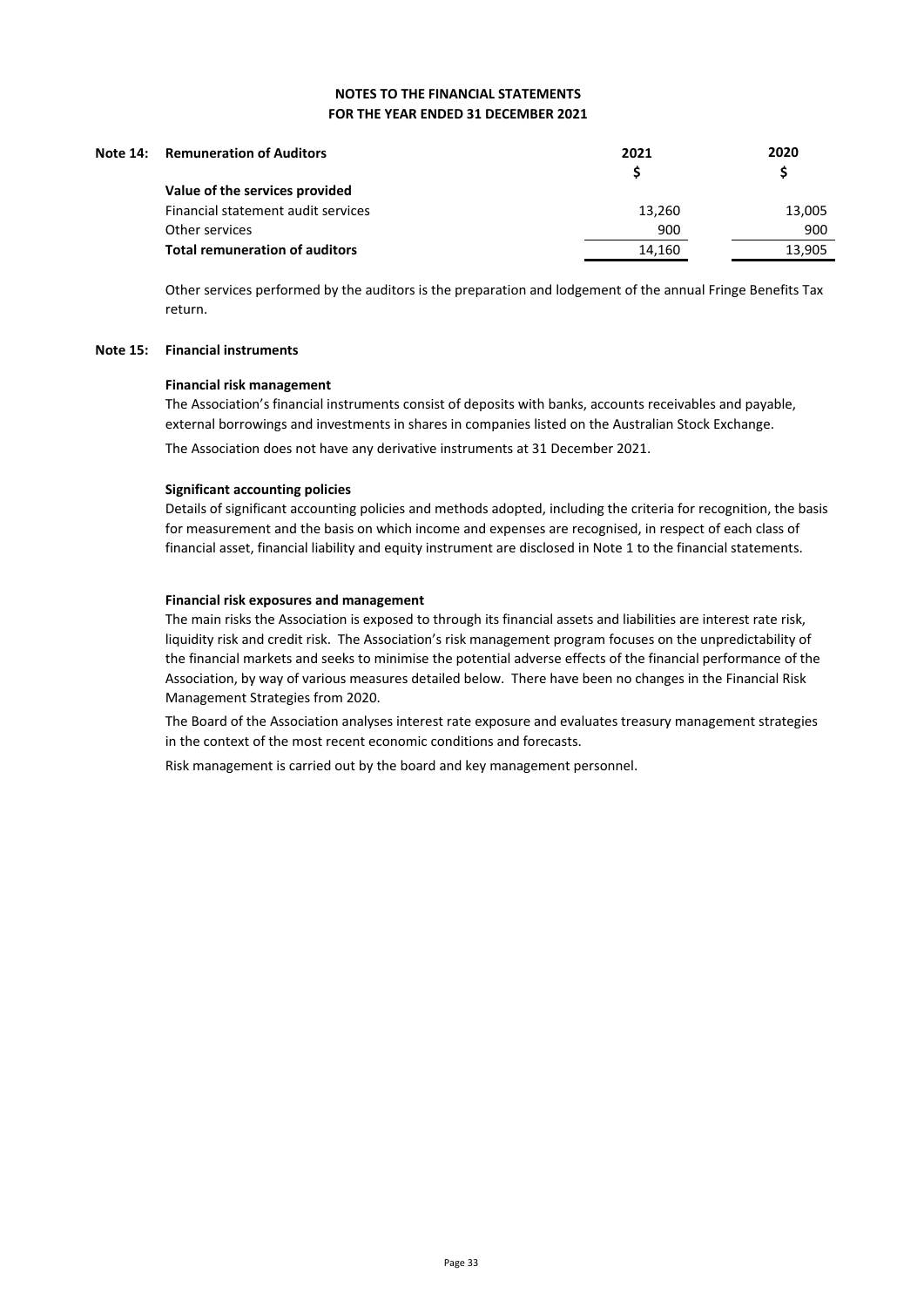# NOTES TO THE FINANCIAL STATEMENTS
## FOR THE YEAR ENDED 31 DECEMBER 2021

### Note 14: Remuneration of Auditors

| | 2021 | 2020 |
|---|---|---|
| | $ | $ |
| **Value of the services provided** | | |
| Financial statement audit services | 13,260 | 13,005 |
| Other services | 900 | 900 |
| **Total remuneration of auditors** | 14,160 | 13,905 |

Other services performed by the auditors is the preparation and lodgement of the annual Fringe Benefits Tax return.

### Note 15: Financial instruments

**Financial risk management**

The Association's financial instruments consist of deposits with banks, accounts receivables and payable, external borrowings and investments in shares in companies listed on the Australian Stock Exchange.

The Association does not have any derivative instruments at 31 December 2021.

**Significant accounting policies**

Details of significant accounting policies and methods adopted, including the criteria for recognition, the basis for measurement and the basis on which income and expenses are recognised, in respect of each class of financial asset, financial liability and equity instrument are disclosed in Note 1 to the financial statements.

**Financial risk exposures and management**

The main risks the Association is exposed to through its financial assets and liabilities are interest rate risk, liquidity risk and credit risk. The Association's risk management program focuses on the unpredictability of the financial markets and seeks to minimise the potential adverse effects of the financial performance of the Association, by way of various measures detailed below. There have been no changes in the Financial Risk Management Strategies from 2020.

The Board of the Association analyses interest rate exposure and evaluates treasury management strategies in the context of the most recent economic conditions and forecasts.

Risk management is carried out by the board and key management personnel.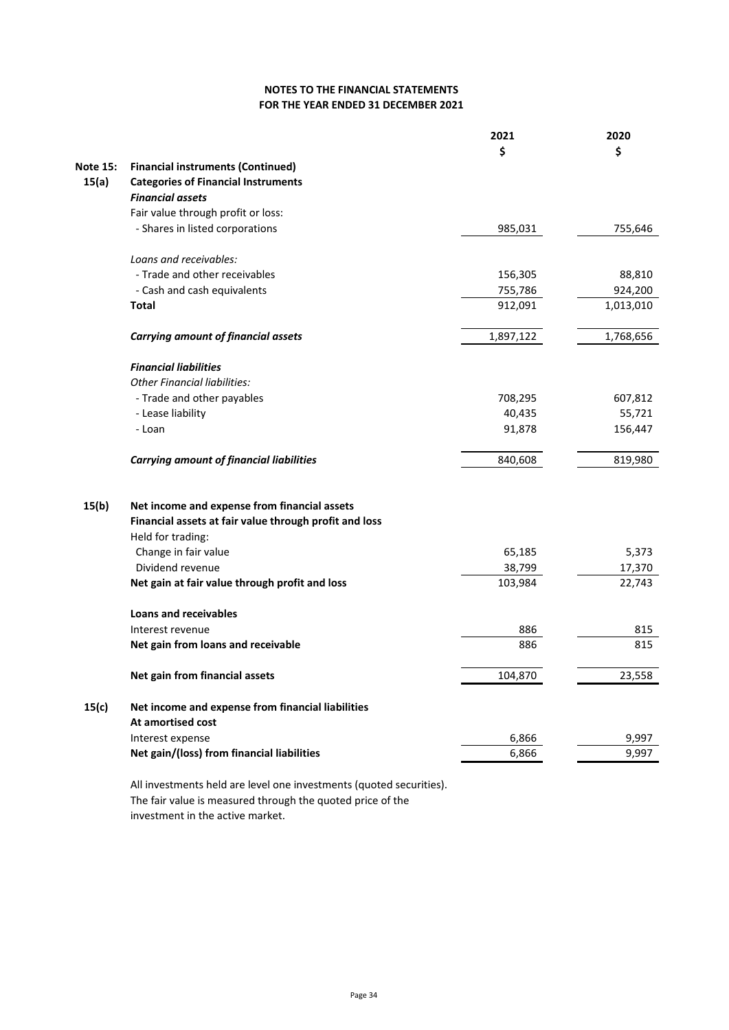**NOTES TO THE FINANCIAL STATEMENTS**
**FOR THE YEAR ENDED 31 DECEMBER 2021**

| | | 2021 | 2020 |
|---|---|---|---|
| | | $ | $ |
| **Note 15:** | **Financial instruments (Continued)** | | |
| **15(a)** | **Categories of Financial Instruments** | | |
| | ***Financial assets*** | | |
| | Fair value through profit or loss: | | |
| | - Shares in listed corporations | 985,031 | 755,646 |
| | *Loans and receivables:* | | |
| | - Trade and other receivables | 156,305 | 88,810 |
| | - Cash and cash equivalents | 755,786 | 924,200 |
| | **Total** | 912,091 | 1,013,010 |
| | ***Carrying amount of financial assets*** | 1,897,122 | 1,768,656 |
| | ***Financial liabilities*** | | |
| | *Other Financial liabilities:* | | |
| | - Trade and other payables | 708,295 | 607,812 |
| | - Lease liability | 40,435 | 55,721 |
| | - Loan | 91,878 | 156,447 |
| | ***Carrying amount of financial liabilities*** | 840,608 | 819,980 |
| **15(b)** | **Net income and expense from financial assets** | | |
| | **Financial assets at fair value through profit and loss** | | |
| | Held for trading: | | |
| | Change in fair value | 65,185 | 5,373 |
| | Dividend revenue | 38,799 | 17,370 |
| | **Net gain at fair value through profit and loss** | 103,984 | 22,743 |
| | **Loans and receivables** | | |
| | Interest revenue | 886 | 815 |
| | **Net gain from loans and receivable** | 886 | 815 |
| | **Net gain from financial assets** | 104,870 | 23,558 |
| **15(c)** | **Net income and expense from financial liabilities** | | |
| | **At amortised cost** | | |
| | Interest expense | 6,866 | 9,997 |
| | **Net gain/(loss) from financial liabilities** | 6,866 | 9,997 |

All investments held are level one investments (quoted securities).
The fair value is measured through the quoted price of the investment in the active market.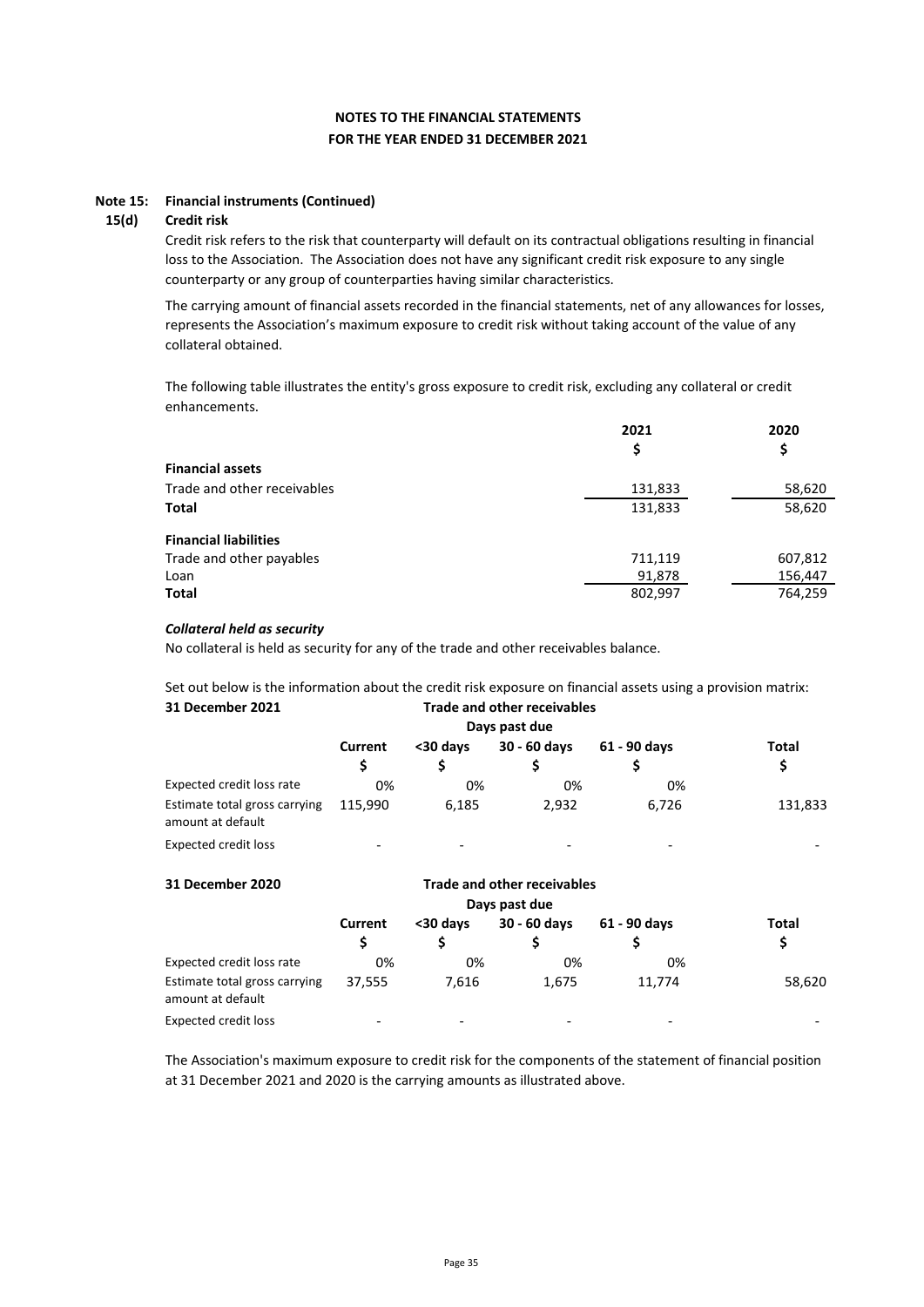# NOTES TO THE FINANCIAL STATEMENTS
## FOR THE YEAR ENDED 31 DECEMBER 2021

### Note 15: Financial instruments (Continued)

#### 15(d) Credit risk

Credit risk refers to the risk that counterparty will default on its contractual obligations resulting in financial loss to the Association. The Association does not have any significant credit risk exposure to any single counterparty or any group of counterparties having similar characteristics.

The carrying amount of financial assets recorded in the financial statements, net of any allowances for losses, represents the Association's maximum exposure to credit risk without taking account of the value of any collateral obtained.

The following table illustrates the entity's gross exposure to credit risk, excluding any collateral or credit enhancements.

| | 2021 | 2020 |
|---|---|---|
| | $ | $ |
| **Financial assets** | | |
| Trade and other receivables | 131,833 | 58,620 |
| **Total** | 131,833 | 58,620 |
| **Financial liabilities** | | |
| Trade and other payables | 711,119 | 607,812 |
| Loan | 91,878 | 156,447 |
| **Total** | 802,997 | 764,259 |

***Collateral held as security***

No collateral is held as security for any of the trade and other receivables balance.

Set out below is the information about the credit risk exposure on financial assets using a provision matrix:

| **31 December 2021** | **Trade and other receivables** | | | | |
|---|---|---|---|---|---|
| | **Days past due** | | | | |
| | **Current** | **<30 days** | **30 - 60 days** | **61 - 90 days** | **Total** |
| | **$** | **$** | **$** | **$** | **$** |
| Expected credit loss rate | 0% | 0% | 0% | 0% | |
| Estimate total gross carrying amount at default | 115,990 | 6,185 | 2,932 | 6,726 | 131,833 |
| Expected credit loss | - | - | - | - | - |

| **31 December 2020** | **Trade and other receivables** | | | | |
|---|---|---|---|---|---|
| | **Days past due** | | | | |
| | **Current** | **<30 days** | **30 - 60 days** | **61 - 90 days** | **Total** |
| | **$** | **$** | **$** | **$** | **$** |
| Expected credit loss rate | 0% | 0% | 0% | 0% | |
| Estimate total gross carrying amount at default | 37,555 | 7,616 | 1,675 | 11,774 | 58,620 |
| Expected credit loss | - | - | - | - | - |

The Association's maximum exposure to credit risk for the components of the statement of financial position at 31 December 2021 and 2020 is the carrying amounts as illustrated above.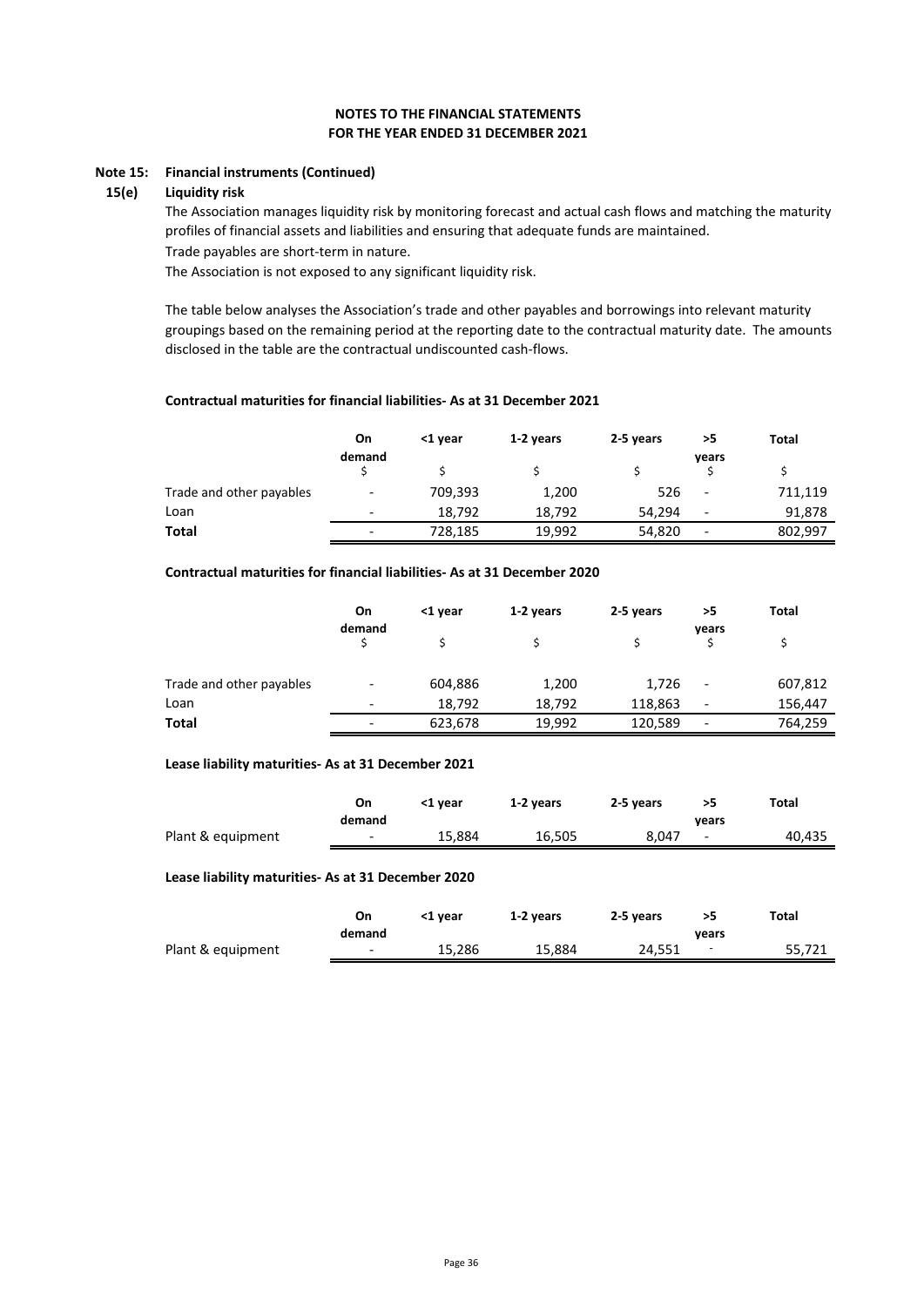# NOTES TO THE FINANCIAL STATEMENTS
# FOR THE YEAR ENDED 31 DECEMBER 2021

## Note 15: Financial instruments (Continued)

### 15(e) Liquidity risk

The Association manages liquidity risk by monitoring forecast and actual cash flows and matching the maturity profiles of financial assets and liabilities and ensuring that adequate funds are maintained.

Trade payables are short-term in nature.

The Association is not exposed to any significant liquidity risk.

The table below analyses the Association's trade and other payables and borrowings into relevant maturity groupings based on the remaining period at the reporting date to the contractual maturity date. The amounts disclosed in the table are the contractual undiscounted cash-flows.

**Contractual maturities for financial liabilities- As at 31 December 2021**

| | On demand | <1 year | 1-2 years | 2-5 years | >5 years | Total |
|---|---|---|---|---|---|---|
| | $ | $ | $ | $ | $ | $ |
| Trade and other payables | - | 709,393 | 1,200 | 526 | - | 711,119 |
| Loan | - | 18,792 | 18,792 | 54,294 | - | 91,878 |
| **Total** | - | 728,185 | 19,992 | 54,820 | - | 802,997 |

**Contractual maturities for financial liabilities- As at 31 December 2020**

| | On demand | <1 year | 1-2 years | 2-5 years | >5 years | Total |
|---|---|---|---|---|---|---|
| | $ | $ | $ | $ | $ | $ |
| Trade and other payables | - | 604,886 | 1,200 | 1,726 | - | 607,812 |
| Loan | - | 18,792 | 18,792 | 118,863 | - | 156,447 |
| **Total** | - | 623,678 | 19,992 | 120,589 | - | 764,259 |

**Lease liability maturities- As at 31 December 2021**

| | On demand | <1 year | 1-2 years | 2-5 years | >5 years | Total |
|---|---|---|---|---|---|---|
| Plant & equipment | - | 15,884 | 16,505 | 8,047 | - | 40,435 |

**Lease liability maturities- As at 31 December 2020**

| | On demand | <1 year | 1-2 years | 2-5 years | >5 years | Total |
|---|---|---|---|---|---|---|
| Plant & equipment | - | 15,286 | 15,884 | 24,551 | - | 55,721 |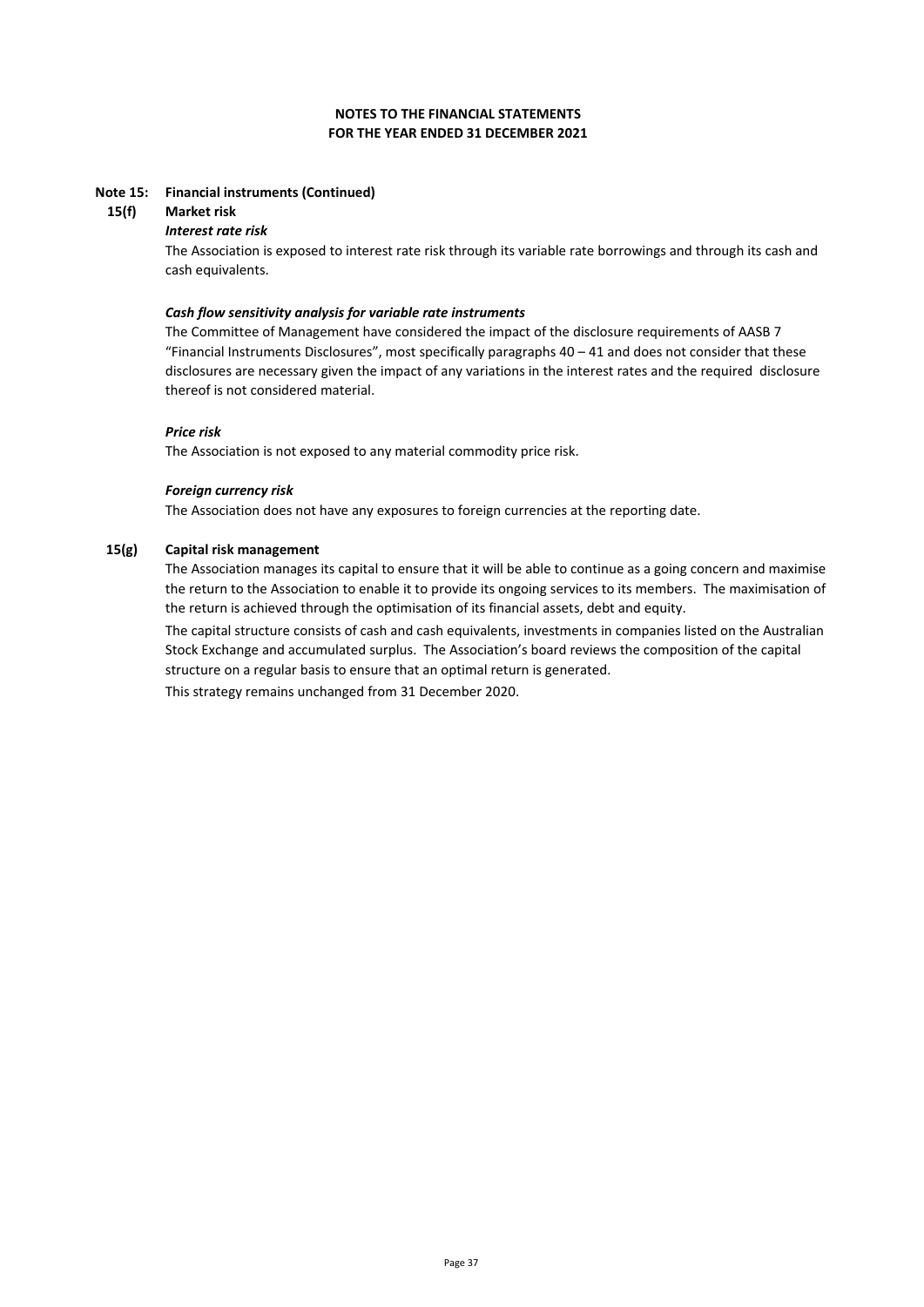**NOTES TO THE FINANCIAL STATEMENTS**
**FOR THE YEAR ENDED 31 DECEMBER 2021**

## Note 15: Financial instruments (Continued)

### 15(f) Market risk

***Interest rate risk***

The Association is exposed to interest rate risk through its variable rate borrowings and through its cash and cash equivalents.

***Cash flow sensitivity analysis for variable rate instruments***

The Committee of Management have considered the impact of the disclosure requirements of AASB 7 "Financial Instruments Disclosures", most specifically paragraphs 40 – 41 and does not consider that these disclosures are necessary given the impact of any variations in the interest rates and the required disclosure thereof is not considered material.

***Price risk***

The Association is not exposed to any material commodity price risk.

***Foreign currency risk***

The Association does not have any exposures to foreign currencies at the reporting date.

### 15(g) Capital risk management

The Association manages its capital to ensure that it will be able to continue as a going concern and maximise the return to the Association to enable it to provide its ongoing services to its members. The maximisation of the return is achieved through the optimisation of its financial assets, debt and equity.

The capital structure consists of cash and cash equivalents, investments in companies listed on the Australian Stock Exchange and accumulated surplus. The Association's board reviews the composition of the capital structure on a regular basis to ensure that an optimal return is generated.

This strategy remains unchanged from 31 December 2020.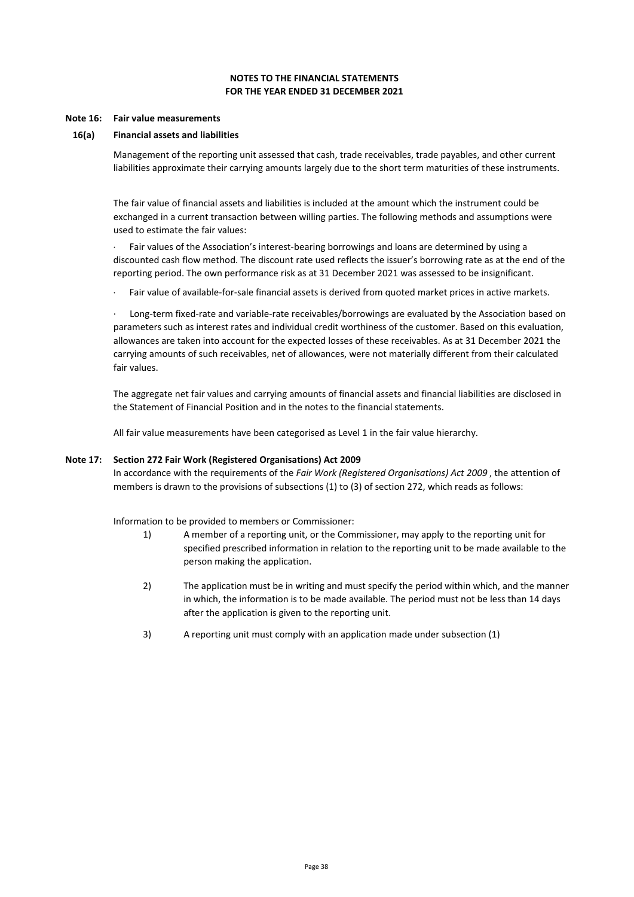**NOTES TO THE FINANCIAL STATEMENTS**
**FOR THE YEAR ENDED 31 DECEMBER 2021**

## Note 16: Fair value measurements

### 16(a) Financial assets and liabilities

Management of the reporting unit assessed that cash, trade receivables, trade payables, and other current liabilities approximate their carrying amounts largely due to the short term maturities of these instruments.

The fair value of financial assets and liabilities is included at the amount which the instrument could be exchanged in a current transaction between willing parties. The following methods and assumptions were used to estimate the fair values:

- Fair values of the Association's interest-bearing borrowings and loans are determined by using a discounted cash flow method. The discount rate used reflects the issuer's borrowing rate as at the end of the reporting period. The own performance risk as at 31 December 2021 was assessed to be insignificant.
- Fair value of available-for-sale financial assets is derived from quoted market prices in active markets.
- Long-term fixed-rate and variable-rate receivables/borrowings are evaluated by the Association based on parameters such as interest rates and individual credit worthiness of the customer. Based on this evaluation, allowances are taken into account for the expected losses of these receivables. As at 31 December 2021 the carrying amounts of such receivables, net of allowances, were not materially different from their calculated fair values.

The aggregate net fair values and carrying amounts of financial assets and financial liabilities are disclosed in the Statement of Financial Position and in the notes to the financial statements.

All fair value measurements have been categorised as Level 1 in the fair value hierarchy.

## Note 17: Section 272 Fair Work (Registered Organisations) Act 2009

In accordance with the requirements of the *Fair Work (Registered Organisations) Act 2009* , the attention of members is drawn to the provisions of subsections (1) to (3) of section 272, which reads as follows:

Information to be provided to members or Commissioner:

1) A member of a reporting unit, or the Commissioner, may apply to the reporting unit for specified prescribed information in relation to the reporting unit to be made available to the person making the application.

2) The application must be in writing and must specify the period within which, and the manner in which, the information is to be made available. The period must not be less than 14 days after the application is given to the reporting unit.

3) A reporting unit must comply with an application made under subsection (1)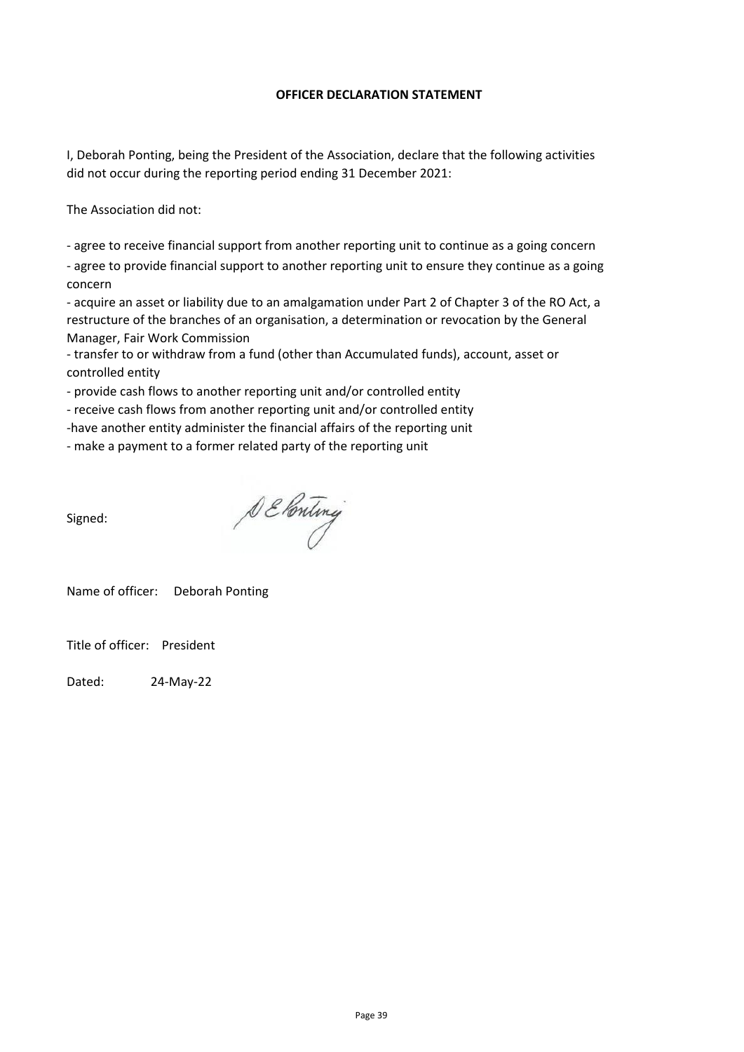## OFFICER DECLARATION STATEMENT

I, Deborah Ponting, being the President of the Association, declare that the following activities did not occur during the reporting period ending 31 December 2021:

The Association did not:

- agree to receive financial support from another reporting unit to continue as a going concern
- agree to provide financial support to another reporting unit to ensure they continue as a going concern
- acquire an asset or liability due to an amalgamation under Part 2 of Chapter 3 of the RO Act, a restructure of the branches of an organisation, a determination or revocation by the General Manager, Fair Work Commission
- transfer to or withdraw from a fund (other than Accumulated funds), account, asset or controlled entity
- provide cash flows to another reporting unit and/or controlled entity
- receive cash flows from another reporting unit and/or controlled entity
- have another entity administer the financial affairs of the reporting unit
- make a payment to a former related party of the reporting unit

Signed:

Name of officer: Deborah Ponting

Title of officer: President

Dated: 24-May-22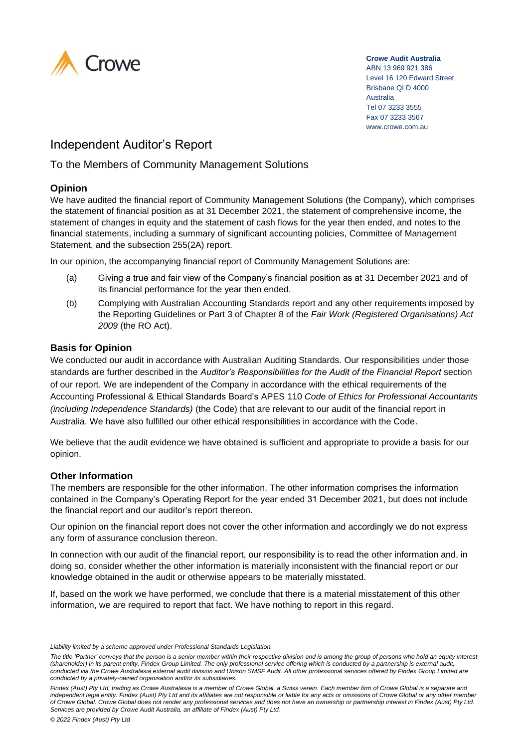Crowe

**Crowe Audit Australia**
ABN 13 969 921 386
Level 16 120 Edward Street
Brisbane QLD 4000
Australia
Tel 07 3233 3555
Fax 07 3233 3567
www.crowe.com.au

# Independent Auditor's Report

## To the Members of Community Management Solutions

### Opinion

We have audited the financial report of Community Management Solutions (the Company), which comprises the statement of financial position as at 31 December 2021, the statement of comprehensive income, the statement of changes in equity and the statement of cash flows for the year then ended, and notes to the financial statements, including a summary of significant accounting policies, Committee of Management Statement, and the subsection 255(2A) report.

In our opinion, the accompanying financial report of Community Management Solutions are:

(a) Giving a true and fair view of the Company's financial position as at 31 December 2021 and of its financial performance for the year then ended.

(b) Complying with Australian Accounting Standards report and any other requirements imposed by the Reporting Guidelines or Part 3 of Chapter 8 of the *Fair Work (Registered Organisations) Act 2009* (the RO Act).

### Basis for Opinion

We conducted our audit in accordance with Australian Auditing Standards. Our responsibilities under those standards are further described in the *Auditor's Responsibilities for the Audit of the Financial Report* section of our report. We are independent of the Company in accordance with the ethical requirements of the Accounting Professional & Ethical Standards Board's APES 110 *Code of Ethics for Professional Accountants (including Independence Standards)* (the Code) that are relevant to our audit of the financial report in Australia. We have also fulfilled our other ethical responsibilities in accordance with the Code.

We believe that the audit evidence we have obtained is sufficient and appropriate to provide a basis for our opinion.

### Other Information

The members are responsible for the other information. The other information comprises the information contained in the Company's Operating Report for the year ended 31 December 2021, but does not include the financial report and our auditor's report thereon.

Our opinion on the financial report does not cover the other information and accordingly we do not express any form of assurance conclusion thereon.

In connection with our audit of the financial report, our responsibility is to read the other information and, in doing so, consider whether the other information is materially inconsistent with the financial report or our knowledge obtained in the audit or otherwise appears to be materially misstated.

If, based on the work we have performed, we conclude that there is a material misstatement of this other information, we are required to report that fact. We have nothing to report in this regard.

*Liability limited by a scheme approved under Professional Standards Legislation.*

*The title 'Partner' conveys that the person is a senior member within their respective division and is among the group of persons who hold an equity interest (shareholder) in its parent entity, Findex Group Limited. The only professional service offering which is conducted by a partnership is external audit, conducted via the Crowe Australasia external audit division and Unison SMSF Audit. All other professional services offered by Findex Group Limited are conducted by a privately-owned organisation and/or its subsidiaries.*

*Findex (Aust) Pty Ltd, trading as Crowe Australasia is a member of Crowe Global, a Swiss verein. Each member firm of Crowe Global is a separate and independent legal entity. Findex (Aust) Pty Ltd and its affiliates are not responsible or liable for any acts or omissions of Crowe Global or any other member of Crowe Global. Crowe Global does not render any professional services and does not have an ownership or partnership interest in Findex (Aust) Pty Ltd. Services are provided by Crowe Audit Australia, an affiliate of Findex (Aust) Pty Ltd.*

*© 2022 Findex (Aust) Pty Ltd*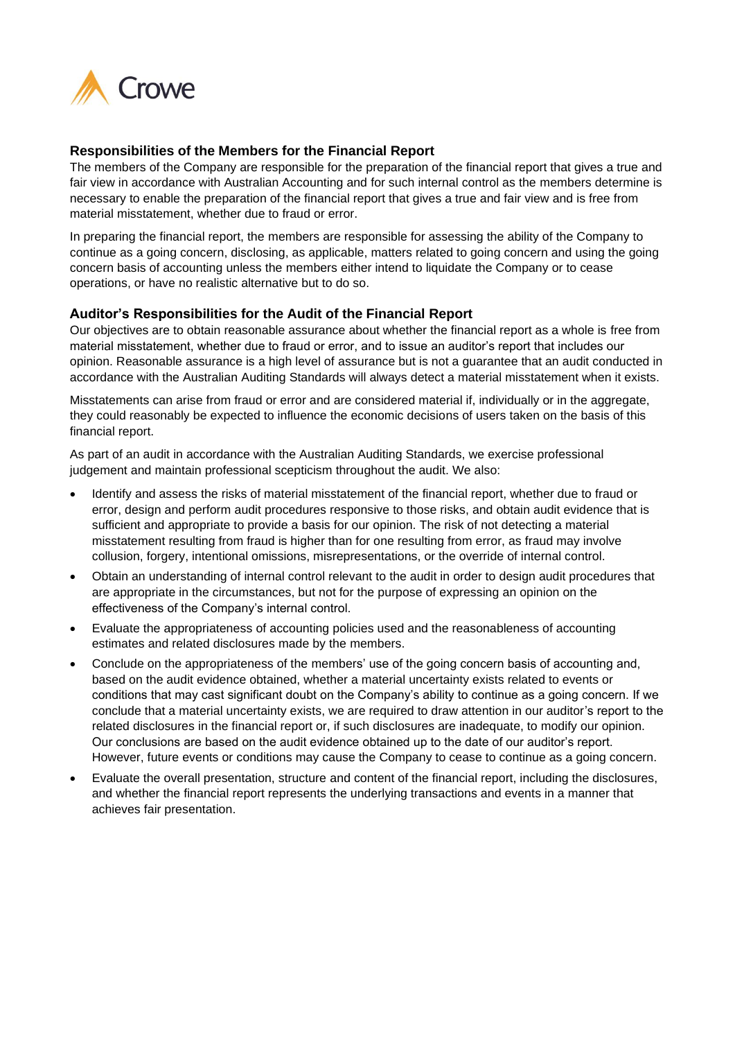### Responsibilities of the Members for the Financial Report

The members of the Company are responsible for the preparation of the financial report that gives a true and fair view in accordance with Australian Accounting and for such internal control as the members determine is necessary to enable the preparation of the financial report that gives a true and fair view and is free from material misstatement, whether due to fraud or error.

In preparing the financial report, the members are responsible for assessing the ability of the Company to continue as a going concern, disclosing, as applicable, matters related to going concern and using the going concern basis of accounting unless the members either intend to liquidate the Company or to cease operations, or have no realistic alternative but to do so.

### Auditor's Responsibilities for the Audit of the Financial Report

Our objectives are to obtain reasonable assurance about whether the financial report as a whole is free from material misstatement, whether due to fraud or error, and to issue an auditor's report that includes our opinion. Reasonable assurance is a high level of assurance but is not a guarantee that an audit conducted in accordance with the Australian Auditing Standards will always detect a material misstatement when it exists.

Misstatements can arise from fraud or error and are considered material if, individually or in the aggregate, they could reasonably be expected to influence the economic decisions of users taken on the basis of this financial report.

As part of an audit in accordance with the Australian Auditing Standards, we exercise professional judgement and maintain professional scepticism throughout the audit. We also:

- Identify and assess the risks of material misstatement of the financial report, whether due to fraud or error, design and perform audit procedures responsive to those risks, and obtain audit evidence that is sufficient and appropriate to provide a basis for our opinion. The risk of not detecting a material misstatement resulting from fraud is higher than for one resulting from error, as fraud may involve collusion, forgery, intentional omissions, misrepresentations, or the override of internal control.
- Obtain an understanding of internal control relevant to the audit in order to design audit procedures that are appropriate in the circumstances, but not for the purpose of expressing an opinion on the effectiveness of the Company's internal control.
- Evaluate the appropriateness of accounting policies used and the reasonableness of accounting estimates and related disclosures made by the members.
- Conclude on the appropriateness of the members' use of the going concern basis of accounting and, based on the audit evidence obtained, whether a material uncertainty exists related to events or conditions that may cast significant doubt on the Company's ability to continue as a going concern. If we conclude that a material uncertainty exists, we are required to draw attention in our auditor's report to the related disclosures in the financial report or, if such disclosures are inadequate, to modify our opinion. Our conclusions are based on the audit evidence obtained up to the date of our auditor's report. However, future events or conditions may cause the Company to cease to continue as a going concern.
- Evaluate the overall presentation, structure and content of the financial report, including the disclosures, and whether the financial report represents the underlying transactions and events in a manner that achieves fair presentation.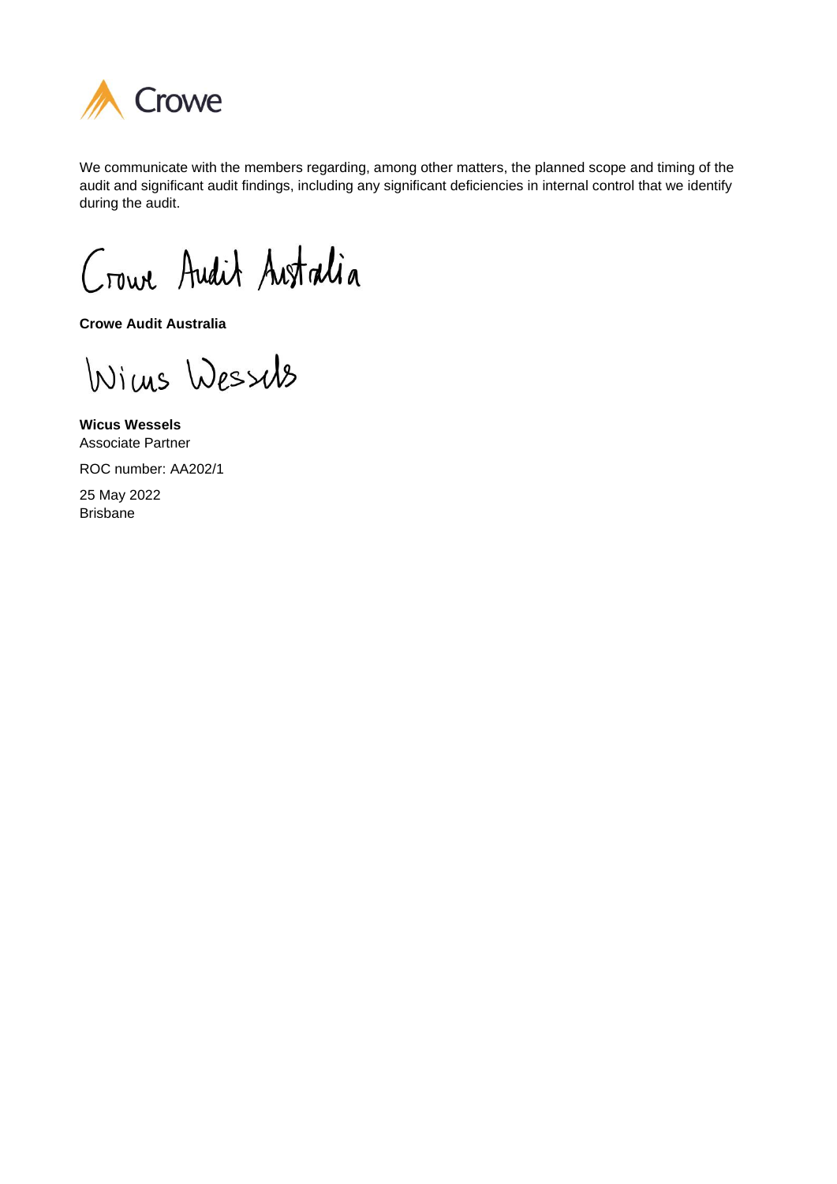We communicate with the members regarding, among other matters, the planned scope and timing of the audit and significant audit findings, including any significant deficiencies in internal control that we identify during the audit.

**Crowe Audit Australia**

**Wicus Wessels**
Associate Partner

ROC number: AA202/1

25 May 2022
Brisbane